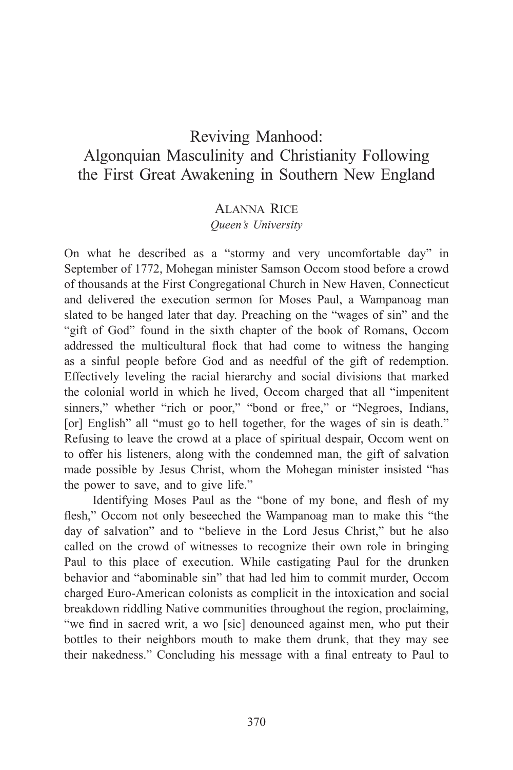# Reviving Manhood: Algonquian Masculinity and Christianity Following the First Great Awakening in Southern New England

Alanna Rice

*Queen's University*

On what he described as a "stormy and very uncomfortable day" in September of 1772, Mohegan minister Samson Occom stood before a crowd of thousands at the First Congregational Church in New Haven, Connecticut and delivered the execution sermon for Moses Paul, a Wampanoag man slated to be hanged later that day. Preaching on the "wages of sin" and the "gift of God" found in the sixth chapter of the book of Romans, Occom addressed the multicultural flock that had come to witness the hanging as a sinful people before God and as needful of the gift of redemption. Effectively leveling the racial hierarchy and social divisions that marked the colonial world in which he lived, Occom charged that all "impenitent sinners," whether "rich or poor," "bond or free," or "Negroes, Indians, [or] English" all "must go to hell together, for the wages of sin is death." Refusing to leave the crowd at a place of spiritual despair, Occom went on to offer his listeners, along with the condemned man, the gift of salvation made possible by Jesus Christ, whom the Mohegan minister insisted "has the power to save, and to give life."

Identifying Moses Paul as the "bone of my bone, and flesh of my flesh," Occom not only beseeched the Wampanoag man to make this "the day of salvation" and to "believe in the Lord Jesus Christ," but he also called on the crowd of witnesses to recognize their own role in bringing Paul to this place of execution. While castigating Paul for the drunken behavior and "abominable sin" that had led him to commit murder, Occom charged Euro-American colonists as complicit in the intoxication and social breakdown riddling Native communities throughout the region, proclaiming, "we find in sacred writ, a wo [sic] denounced against men, who put their bottles to their neighbors mouth to make them drunk, that they may see their nakedness." Concluding his message with a final entreaty to Paul to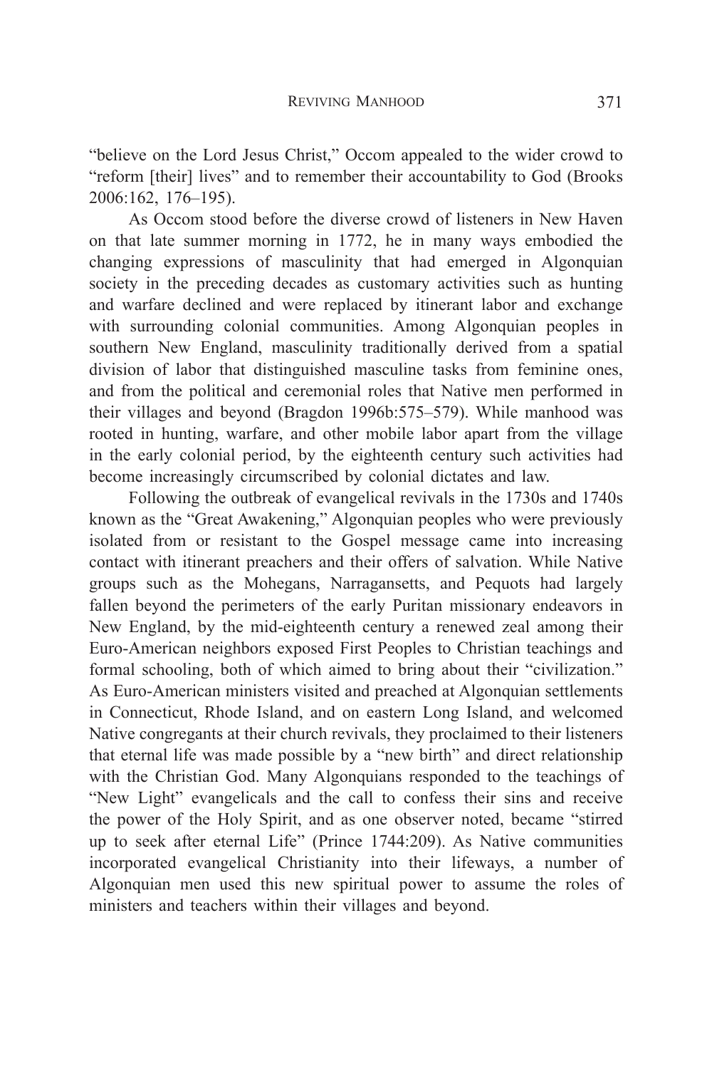"believe on the Lord Jesus Christ," Occom appealed to the wider crowd to "reform [their] lives" and to remember their accountability to God (Brooks 2006:162, 176–195).

As Occom stood before the diverse crowd of listeners in New Haven on that late summer morning in 1772, he in many ways embodied the changing expressions of masculinity that had emerged in Algonquian society in the preceding decades as customary activities such as hunting and warfare declined and were replaced by itinerant labor and exchange with surrounding colonial communities. Among Algonquian peoples in southern New England, masculinity traditionally derived from a spatial division of labor that distinguished masculine tasks from feminine ones, and from the political and ceremonial roles that Native men performed in their villages and beyond (Bragdon 1996b:575–579). While manhood was rooted in hunting, warfare, and other mobile labor apart from the village in the early colonial period, by the eighteenth century such activities had become increasingly circumscribed by colonial dictates and law.

Following the outbreak of evangelical revivals in the 1730s and 1740s known as the "Great Awakening," Algonquian peoples who were previously isolated from or resistant to the Gospel message came into increasing contact with itinerant preachers and their offers of salvation. While Native groups such as the Mohegans, Narragansetts, and Pequots had largely fallen beyond the perimeters of the early Puritan missionary endeavors in New England, by the mid-eighteenth century a renewed zeal among their Euro-American neighbors exposed First Peoples to Christian teachings and formal schooling, both of which aimed to bring about their "civilization." As Euro-American ministers visited and preached at Algonquian settlements in Connecticut, Rhode Island, and on eastern Long Island, and welcomed Native congregants at their church revivals, they proclaimed to their listeners that eternal life was made possible by a "new birth" and direct relationship with the Christian God. Many Algonquians responded to the teachings of "New Light" evangelicals and the call to confess their sins and receive the power of the Holy Spirit, and as one observer noted, became "stirred up to seek after eternal Life" (Prince 1744:209). As Native communities incorporated evangelical Christianity into their lifeways, a number of Algonquian men used this new spiritual power to assume the roles of ministers and teachers within their villages and beyond.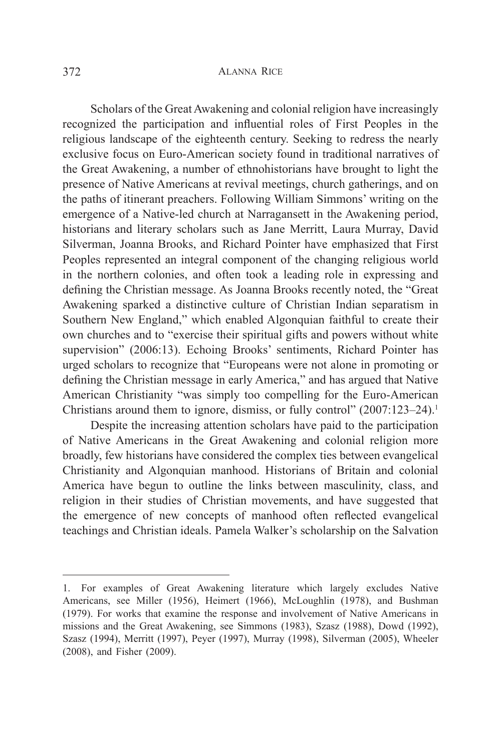Scholars of the Great Awakening and colonial religion have increasingly recognized the participation and influential roles of First Peoples in the religious landscape of the eighteenth century. Seeking to redress the nearly exclusive focus on Euro-American society found in traditional narratives of the Great Awakening, a number of ethnohistorians have brought to light the presence of Native Americans at revival meetings, church gatherings, and on the paths of itinerant preachers. Following William Simmons' writing on the emergence of a Native-led church at Narragansett in the Awakening period, historians and literary scholars such as Jane Merritt, Laura Murray, David Silverman, Joanna Brooks, and Richard Pointer have emphasized that First Peoples represented an integral component of the changing religious world in the northern colonies, and often took a leading role in expressing and defining the Christian message. As Joanna Brooks recently noted, the "Great Awakening sparked a distinctive culture of Christian Indian separatism in Southern New England," which enabled Algonquian faithful to create their own churches and to "exercise their spiritual gifts and powers without white supervision" (2006:13). Echoing Brooks' sentiments, Richard Pointer has urged scholars to recognize that "Europeans were not alone in promoting or defining the Christian message in early America," and has argued that Native American Christianity "was simply too compelling for the Euro-American Christians around them to ignore, dismiss, or fully control" (2007:123–24).[1]

Despite the increasing attention scholars have paid to the participation of Native Americans in the Great Awakening and colonial religion more broadly, few historians have considered the complex ties between evangelical Christianity and Algonquian manhood. Historians of Britain and colonial America have begun to outline the links between masculinity, class, and religion in their studies of Christian movements, and have suggested that the emergence of new concepts of manhood often reflected evangelical teachings and Christian ideals. Pamela Walker's scholarship on the Salvation

---

1. For examples of Great Awakening literature which largely excludes Native Americans, see Miller (1956), Heimert (1966), McLoughlin (1978), and Bushman (1979). For works that examine the response and involvement of Native Americans in missions and the Great Awakening, see Simmons (1983), Szasz (1988), Dowd (1992), Szasz (1994), Merritt (1997), Peyer (1997), Murray (1998), Silverman (2005), Wheeler (2008), and Fisher (2009).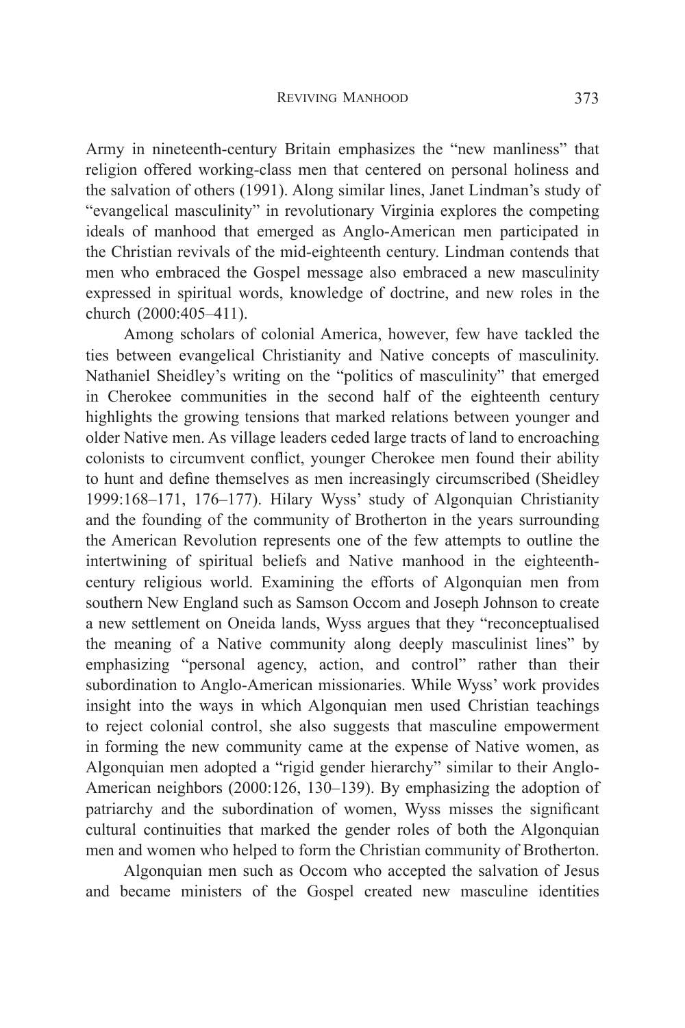Army in nineteenth-century Britain emphasizes the "new manliness" that religion offered working-class men that centered on personal holiness and the salvation of others (1991). Along similar lines, Janet Lindman's study of "evangelical masculinity" in revolutionary Virginia explores the competing ideals of manhood that emerged as Anglo-American men participated in the Christian revivals of the mid-eighteenth century. Lindman contends that men who embraced the Gospel message also embraced a new masculinity expressed in spiritual words, knowledge of doctrine, and new roles in the church (2000:405–411).

Among scholars of colonial America, however, few have tackled the ties between evangelical Christianity and Native concepts of masculinity. Nathaniel Sheidley's writing on the "politics of masculinity" that emerged in Cherokee communities in the second half of the eighteenth century highlights the growing tensions that marked relations between younger and older Native men. As village leaders ceded large tracts of land to encroaching colonists to circumvent conflict, younger Cherokee men found their ability to hunt and define themselves as men increasingly circumscribed (Sheidley 1999:168–171, 176–177). Hilary Wyss' study of Algonquian Christianity and the founding of the community of Brotherton in the years surrounding the American Revolution represents one of the few attempts to outline the intertwining of spiritual beliefs and Native manhood in the eighteenth-century religious world. Examining the efforts of Algonquian men from southern New England such as Samson Occom and Joseph Johnson to create a new settlement on Oneida lands, Wyss argues that they "reconceptualised the meaning of a Native community along deeply masculinist lines" by emphasizing "personal agency, action, and control" rather than their subordination to Anglo-American missionaries. While Wyss' work provides insight into the ways in which Algonquian men used Christian teachings to reject colonial control, she also suggests that masculine empowerment in forming the new community came at the expense of Native women, as Algonquian men adopted a "rigid gender hierarchy" similar to their Anglo-American neighbors (2000:126, 130–139). By emphasizing the adoption of patriarchy and the subordination of women, Wyss misses the significant cultural continuities that marked the gender roles of both the Algonquian men and women who helped to form the Christian community of Brotherton.

Algonquian men such as Occom who accepted the salvation of Jesus and became ministers of the Gospel created new masculine identities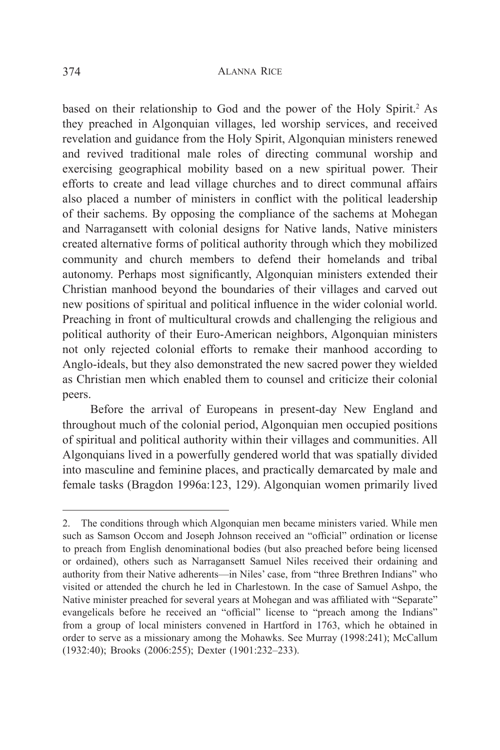based on their relationship to God and the power of the Holy Spirit.[2] As they preached in Algonquian villages, led worship services, and received revelation and guidance from the Holy Spirit, Algonquian ministers renewed and revived traditional male roles of directing communal worship and exercising geographical mobility based on a new spiritual power. Their efforts to create and lead village churches and to direct communal affairs also placed a number of ministers in conflict with the political leadership of their sachems. By opposing the compliance of the sachems at Mohegan and Narragansett with colonial designs for Native lands, Native ministers created alternative forms of political authority through which they mobilized community and church members to defend their homelands and tribal autonomy. Perhaps most significantly, Algonquian ministers extended their Christian manhood beyond the boundaries of their villages and carved out new positions of spiritual and political influence in the wider colonial world. Preaching in front of multicultural crowds and challenging the religious and political authority of their Euro-American neighbors, Algonquian ministers not only rejected colonial efforts to remake their manhood according to Anglo-ideals, but they also demonstrated the new sacred power they wielded as Christian men which enabled them to counsel and criticize their colonial peers.

Before the arrival of Europeans in present-day New England and throughout much of the colonial period, Algonquian men occupied positions of spiritual and political authority within their villages and communities. All Algonquians lived in a powerfully gendered world that was spatially divided into masculine and feminine places, and practically demarcated by male and female tasks (Bragdon 1996a:123, 129). Algonquian women primarily lived

---

2. The conditions through which Algonquian men became ministers varied. While men such as Samson Occom and Joseph Johnson received an "official" ordination or license to preach from English denominational bodies (but also preached before being licensed or ordained), others such as Narragansett Samuel Niles received their ordaining and authority from their Native adherents—in Niles' case, from "three Brethren Indians" who visited or attended the church he led in Charlestown. In the case of Samuel Ashpo, the Native minister preached for several years at Mohegan and was affiliated with "Separate" evangelicals before he received an "official" license to "preach among the Indians" from a group of local ministers convened in Hartford in 1763, which he obtained in order to serve as a missionary among the Mohawks. See Murray (1998:241); McCallum (1932:40); Brooks (2006:255); Dexter (1901:232–233).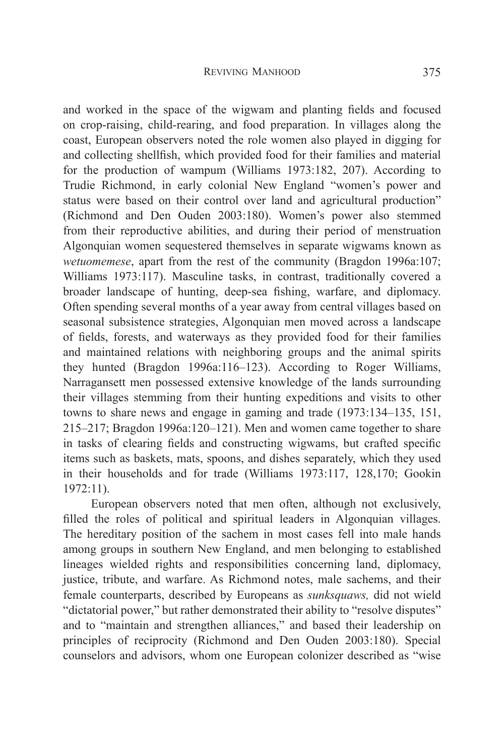and worked in the space of the wigwam and planting fields and focused on crop-raising, child-rearing, and food preparation. In villages along the coast, European observers noted the role women also played in digging for and collecting shellfish, which provided food for their families and material for the production of wampum (Williams 1973:182, 207). According to Trudie Richmond, in early colonial New England "women's power and status were based on their control over land and agricultural production" (Richmond and Den Ouden 2003:180). Women's power also stemmed from their reproductive abilities, and during their period of menstruation Algonquian women sequestered themselves in separate wigwams known as *wetuomemese*, apart from the rest of the community (Bragdon 1996a:107; Williams 1973:117). Masculine tasks, in contrast, traditionally covered a broader landscape of hunting, deep-sea fishing, warfare, and diplomacy. Often spending several months of a year away from central villages based on seasonal subsistence strategies, Algonquian men moved across a landscape of fields, forests, and waterways as they provided food for their families and maintained relations with neighboring groups and the animal spirits they hunted (Bragdon 1996a:116–123). According to Roger Williams, Narragansett men possessed extensive knowledge of the lands surrounding their villages stemming from their hunting expeditions and visits to other towns to share news and engage in gaming and trade (1973:134–135, 151, 215–217; Bragdon 1996a:120–121). Men and women came together to share in tasks of clearing fields and constructing wigwams, but crafted specific items such as baskets, mats, spoons, and dishes separately, which they used in their households and for trade (Williams 1973:117, 128,170; Gookin 1972:11).

European observers noted that men often, although not exclusively, filled the roles of political and spiritual leaders in Algonquian villages. The hereditary position of the sachem in most cases fell into male hands among groups in southern New England, and men belonging to established lineages wielded rights and responsibilities concerning land, diplomacy, justice, tribute, and warfare. As Richmond notes, male sachems, and their female counterparts, described by Europeans as *sunksquaws,* did not wield "dictatorial power," but rather demonstrated their ability to "resolve disputes" and to "maintain and strengthen alliances," and based their leadership on principles of reciprocity (Richmond and Den Ouden 2003:180). Special counselors and advisors, whom one European colonizer described as "wise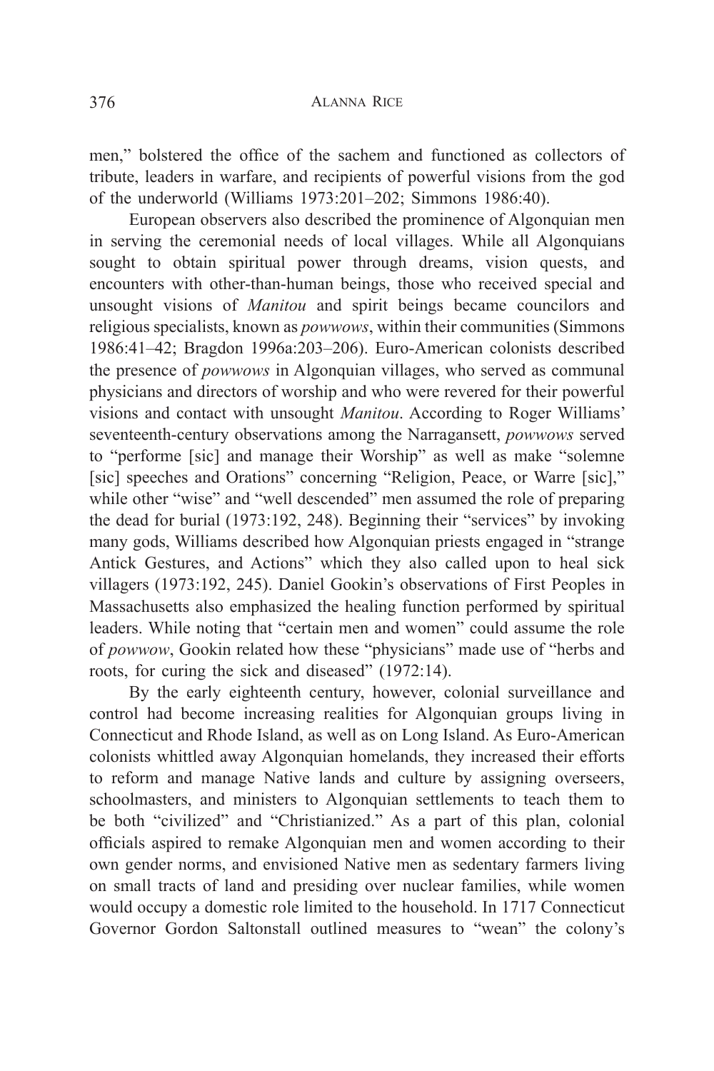men," bolstered the office of the sachem and functioned as collectors of tribute, leaders in warfare, and recipients of powerful visions from the god of the underworld (Williams 1973:201–202; Simmons 1986:40).

European observers also described the prominence of Algonquian men in serving the ceremonial needs of local villages. While all Algonquians sought to obtain spiritual power through dreams, vision quests, and encounters with other-than-human beings, those who received special and unsought visions of *Manitou* and spirit beings became councilors and religious specialists, known as *powwows*, within their communities (Simmons 1986:41–42; Bragdon 1996a:203–206). Euro-American colonists described the presence of *powwows* in Algonquian villages, who served as communal physicians and directors of worship and who were revered for their powerful visions and contact with unsought *Manitou*. According to Roger Williams' seventeenth-century observations among the Narragansett, *powwows* served to "performe [sic] and manage their Worship" as well as make "solemne [sic] speeches and Orations" concerning "Religion, Peace, or Warre [sic]," while other "wise" and "well descended" men assumed the role of preparing the dead for burial (1973:192, 248). Beginning their "services" by invoking many gods, Williams described how Algonquian priests engaged in "strange Antick Gestures, and Actions" which they also called upon to heal sick villagers (1973:192, 245). Daniel Gookin's observations of First Peoples in Massachusetts also emphasized the healing function performed by spiritual leaders. While noting that "certain men and women" could assume the role of *powwow*, Gookin related how these "physicians" made use of "herbs and roots, for curing the sick and diseased" (1972:14).

By the early eighteenth century, however, colonial surveillance and control had become increasing realities for Algonquian groups living in Connecticut and Rhode Island, as well as on Long Island. As Euro-American colonists whittled away Algonquian homelands, they increased their efforts to reform and manage Native lands and culture by assigning overseers, schoolmasters, and ministers to Algonquian settlements to teach them to be both "civilized" and "Christianized." As a part of this plan, colonial officials aspired to remake Algonquian men and women according to their own gender norms, and envisioned Native men as sedentary farmers living on small tracts of land and presiding over nuclear families, while women would occupy a domestic role limited to the household. In 1717 Connecticut Governor Gordon Saltonstall outlined measures to "wean" the colony's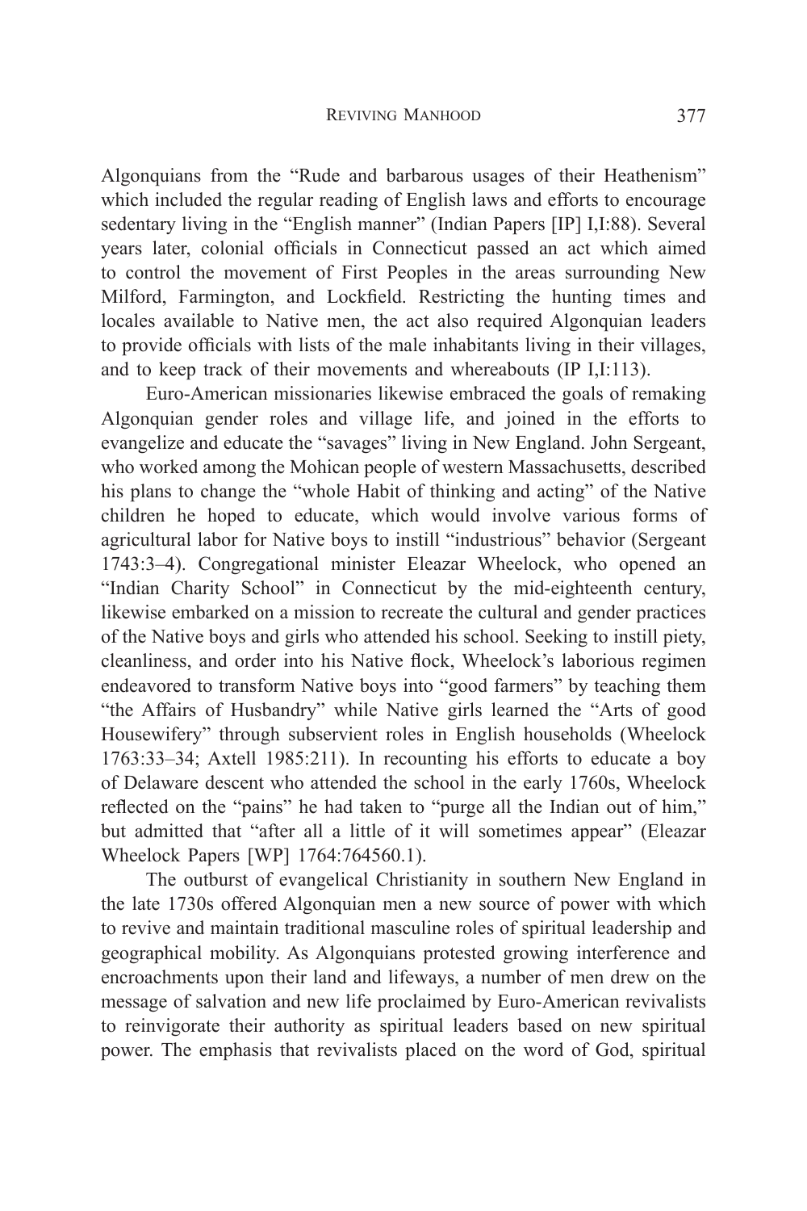Algonquians from the "Rude and barbarous usages of their Heathenism" which included the regular reading of English laws and efforts to encourage sedentary living in the "English manner" (Indian Papers [IP] I,I:88). Several years later, colonial officials in Connecticut passed an act which aimed to control the movement of First Peoples in the areas surrounding New Milford, Farmington, and Lockfield. Restricting the hunting times and locales available to Native men, the act also required Algonquian leaders to provide officials with lists of the male inhabitants living in their villages, and to keep track of their movements and whereabouts (IP I,I:113).

Euro-American missionaries likewise embraced the goals of remaking Algonquian gender roles and village life, and joined in the efforts to evangelize and educate the "savages" living in New England. John Sergeant, who worked among the Mohican people of western Massachusetts, described his plans to change the "whole Habit of thinking and acting" of the Native children he hoped to educate, which would involve various forms of agricultural labor for Native boys to instill "industrious" behavior (Sergeant 1743:3–4). Congregational minister Eleazar Wheelock, who opened an "Indian Charity School" in Connecticut by the mid-eighteenth century, likewise embarked on a mission to recreate the cultural and gender practices of the Native boys and girls who attended his school. Seeking to instill piety, cleanliness, and order into his Native flock, Wheelock's laborious regimen endeavored to transform Native boys into "good farmers" by teaching them "the Affairs of Husbandry" while Native girls learned the "Arts of good Housewifery" through subservient roles in English households (Wheelock 1763:33–34; Axtell 1985:211). In recounting his efforts to educate a boy of Delaware descent who attended the school in the early 1760s, Wheelock reflected on the "pains" he had taken to "purge all the Indian out of him," but admitted that "after all a little of it will sometimes appear" (Eleazar Wheelock Papers [WP] 1764:764560.1).

The outburst of evangelical Christianity in southern New England in the late 1730s offered Algonquian men a new source of power with which to revive and maintain traditional masculine roles of spiritual leadership and geographical mobility. As Algonquians protested growing interference and encroachments upon their land and lifeways, a number of men drew on the message of salvation and new life proclaimed by Euro-American revivalists to reinvigorate their authority as spiritual leaders based on new spiritual power. The emphasis that revivalists placed on the word of God, spiritual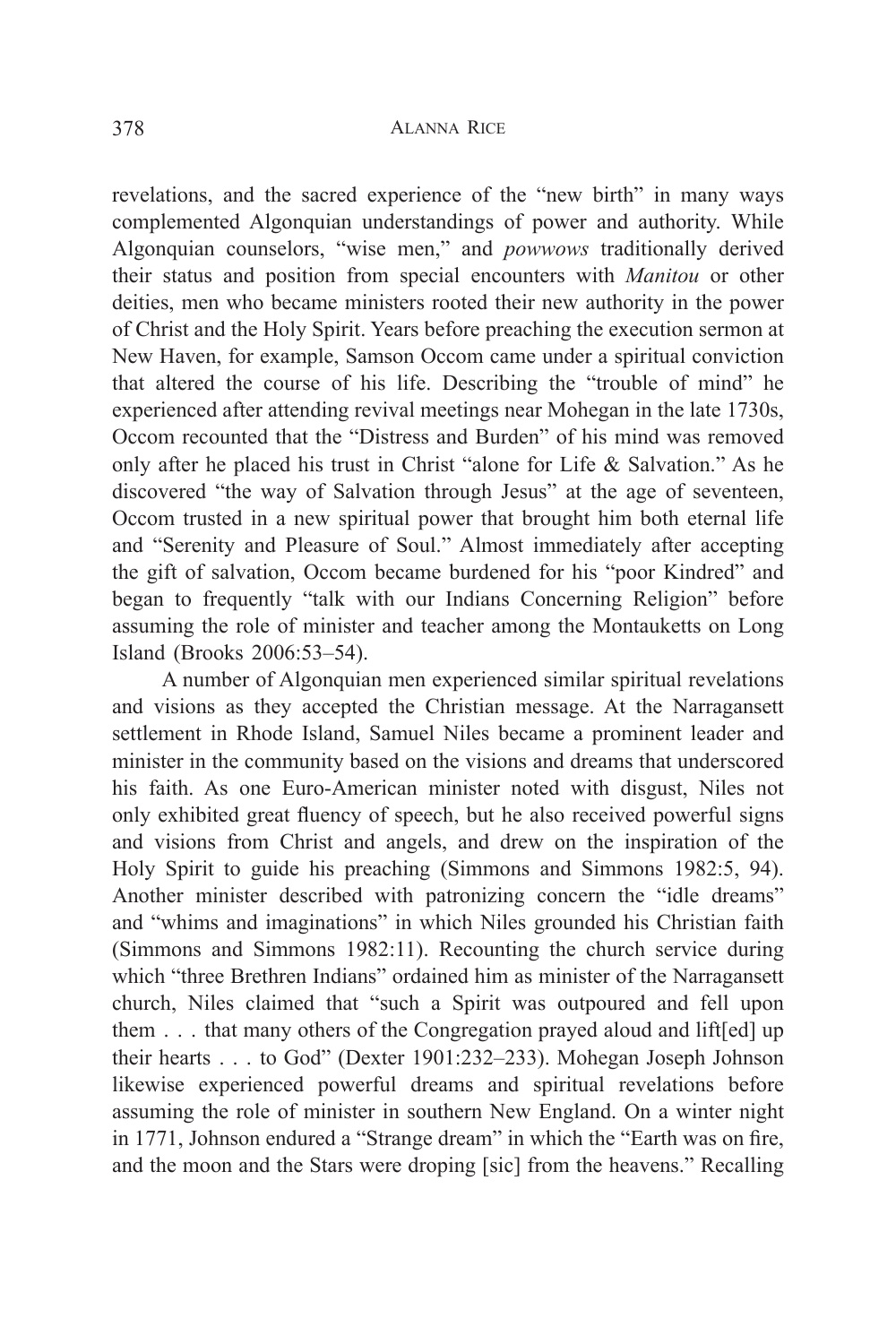revelations, and the sacred experience of the "new birth" in many ways complemented Algonquian understandings of power and authority. While Algonquian counselors, "wise men," and *powwows* traditionally derived their status and position from special encounters with *Manitou* or other deities, men who became ministers rooted their new authority in the power of Christ and the Holy Spirit. Years before preaching the execution sermon at New Haven, for example, Samson Occom came under a spiritual conviction that altered the course of his life. Describing the "trouble of mind" he experienced after attending revival meetings near Mohegan in the late 1730s, Occom recounted that the "Distress and Burden" of his mind was removed only after he placed his trust in Christ "alone for Life & Salvation." As he discovered "the way of Salvation through Jesus" at the age of seventeen, Occom trusted in a new spiritual power that brought him both eternal life and "Serenity and Pleasure of Soul." Almost immediately after accepting the gift of salvation, Occom became burdened for his "poor Kindred" and began to frequently "talk with our Indians Concerning Religion" before assuming the role of minister and teacher among the Montauketts on Long Island (Brooks 2006:53–54).

A number of Algonquian men experienced similar spiritual revelations and visions as they accepted the Christian message. At the Narragansett settlement in Rhode Island, Samuel Niles became a prominent leader and minister in the community based on the visions and dreams that underscored his faith. As one Euro-American minister noted with disgust, Niles not only exhibited great fluency of speech, but he also received powerful signs and visions from Christ and angels, and drew on the inspiration of the Holy Spirit to guide his preaching (Simmons and Simmons 1982:5, 94). Another minister described with patronizing concern the "idle dreams" and "whims and imaginations" in which Niles grounded his Christian faith (Simmons and Simmons 1982:11). Recounting the church service during which "three Brethren Indians" ordained him as minister of the Narragansett church, Niles claimed that "such a Spirit was outpoured and fell upon them . . . that many others of the Congregation prayed aloud and lift[ed] up their hearts . . . to God" (Dexter 1901:232–233). Mohegan Joseph Johnson likewise experienced powerful dreams and spiritual revelations before assuming the role of minister in southern New England. On a winter night in 1771, Johnson endured a "Strange dream" in which the "Earth was on fire, and the moon and the Stars were droping [sic] from the heavens." Recalling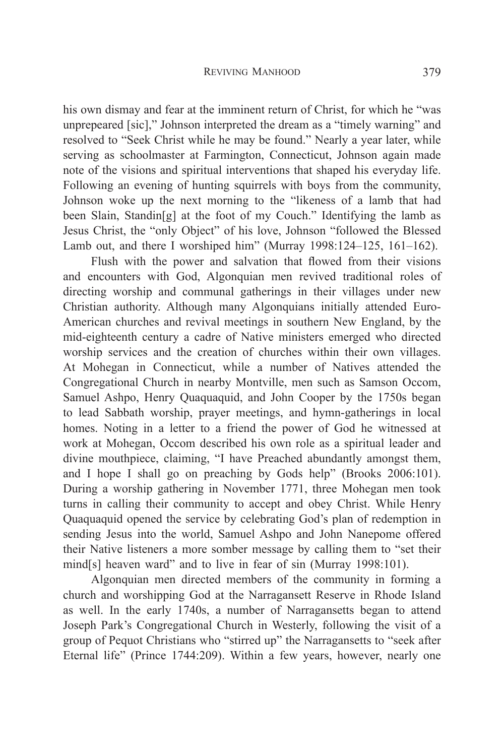his own dismay and fear at the imminent return of Christ, for which he "was unprepeared [sic]," Johnson interpreted the dream as a "timely warning" and resolved to "Seek Christ while he may be found." Nearly a year later, while serving as schoolmaster at Farmington, Connecticut, Johnson again made note of the visions and spiritual interventions that shaped his everyday life. Following an evening of hunting squirrels with boys from the community, Johnson woke up the next morning to the "likeness of a lamb that had been Slain, Standin[g] at the foot of my Couch." Identifying the lamb as Jesus Christ, the "only Object" of his love, Johnson "followed the Blessed Lamb out, and there I worshiped him" (Murray 1998:124–125, 161–162).

Flush with the power and salvation that flowed from their visions and encounters with God, Algonquian men revived traditional roles of directing worship and communal gatherings in their villages under new Christian authority. Although many Algonquians initially attended Euro-American churches and revival meetings in southern New England, by the mid-eighteenth century a cadre of Native ministers emerged who directed worship services and the creation of churches within their own villages. At Mohegan in Connecticut, while a number of Natives attended the Congregational Church in nearby Montville, men such as Samson Occom, Samuel Ashpo, Henry Quaquaquid, and John Cooper by the 1750s began to lead Sabbath worship, prayer meetings, and hymn-gatherings in local homes. Noting in a letter to a friend the power of God he witnessed at work at Mohegan, Occom described his own role as a spiritual leader and divine mouthpiece, claiming, "I have Preached abundantly amongst them, and I hope I shall go on preaching by Gods help" (Brooks 2006:101). During a worship gathering in November 1771, three Mohegan men took turns in calling their community to accept and obey Christ. While Henry Quaquaquid opened the service by celebrating God's plan of redemption in sending Jesus into the world, Samuel Ashpo and John Nanepome offered their Native listeners a more somber message by calling them to "set their mind[s] heaven ward" and to live in fear of sin (Murray 1998:101).

Algonquian men directed members of the community in forming a church and worshipping God at the Narragansett Reserve in Rhode Island as well. In the early 1740s, a number of Narragansetts began to attend Joseph Park's Congregational Church in Westerly, following the visit of a group of Pequot Christians who "stirred up" the Narragansetts to "seek after Eternal life" (Prince 1744:209). Within a few years, however, nearly one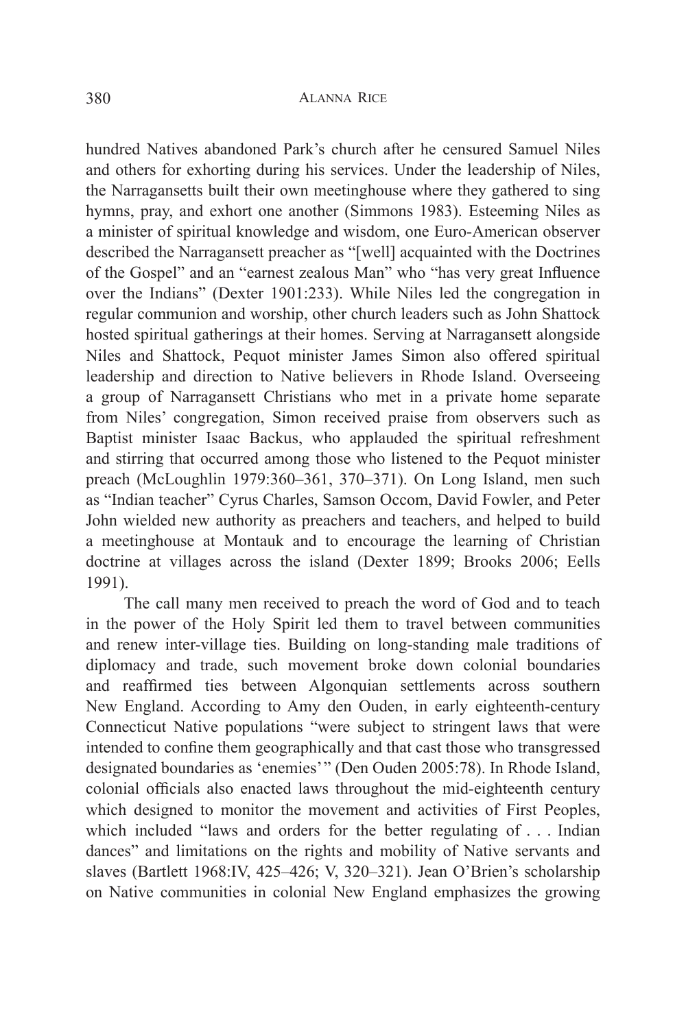hundred Natives abandoned Park's church after he censured Samuel Niles and others for exhorting during his services. Under the leadership of Niles, the Narragansetts built their own meetinghouse where they gathered to sing hymns, pray, and exhort one another (Simmons 1983). Esteeming Niles as a minister of spiritual knowledge and wisdom, one Euro-American observer described the Narragansett preacher as "[well] acquainted with the Doctrines of the Gospel" and an "earnest zealous Man" who "has very great Influence over the Indians" (Dexter 1901:233). While Niles led the congregation in regular communion and worship, other church leaders such as John Shattock hosted spiritual gatherings at their homes. Serving at Narragansett alongside Niles and Shattock, Pequot minister James Simon also offered spiritual leadership and direction to Native believers in Rhode Island. Overseeing a group of Narragansett Christians who met in a private home separate from Niles' congregation, Simon received praise from observers such as Baptist minister Isaac Backus, who applauded the spiritual refreshment and stirring that occurred among those who listened to the Pequot minister preach (McLoughlin 1979:360–361, 370–371). On Long Island, men such as "Indian teacher" Cyrus Charles, Samson Occom, David Fowler, and Peter John wielded new authority as preachers and teachers, and helped to build a meetinghouse at Montauk and to encourage the learning of Christian doctrine at villages across the island (Dexter 1899; Brooks 2006; Eells 1991).

The call many men received to preach the word of God and to teach in the power of the Holy Spirit led them to travel between communities and renew inter-village ties. Building on long-standing male traditions of diplomacy and trade, such movement broke down colonial boundaries and reaffirmed ties between Algonquian settlements across southern New England. According to Amy den Ouden, in early eighteenth-century Connecticut Native populations "were subject to stringent laws that were intended to confine them geographically and that cast those who transgressed designated boundaries as 'enemies'" (Den Ouden 2005:78). In Rhode Island, colonial officials also enacted laws throughout the mid-eighteenth century which designed to monitor the movement and activities of First Peoples, which included "laws and orders for the better regulating of . . . Indian dances" and limitations on the rights and mobility of Native servants and slaves (Bartlett 1968:IV, 425–426; V, 320–321). Jean O'Brien's scholarship on Native communities in colonial New England emphasizes the growing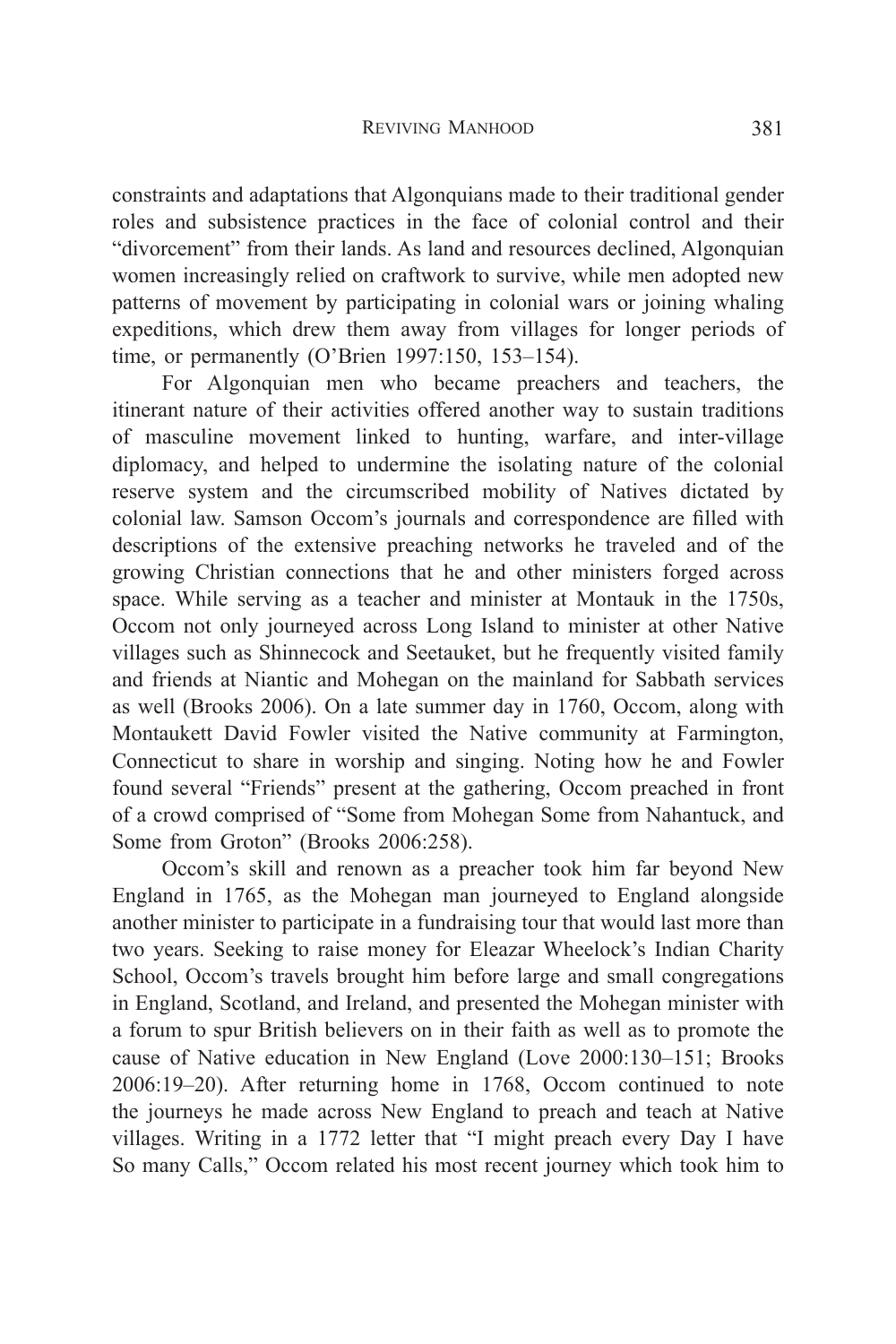constraints and adaptations that Algonquians made to their traditional gender roles and subsistence practices in the face of colonial control and their "divorcement" from their lands. As land and resources declined, Algonquian women increasingly relied on craftwork to survive, while men adopted new patterns of movement by participating in colonial wars or joining whaling expeditions, which drew them away from villages for longer periods of time, or permanently (O'Brien 1997:150, 153–154).

For Algonquian men who became preachers and teachers, the itinerant nature of their activities offered another way to sustain traditions of masculine movement linked to hunting, warfare, and inter-village diplomacy, and helped to undermine the isolating nature of the colonial reserve system and the circumscribed mobility of Natives dictated by colonial law. Samson Occom's journals and correspondence are filled with descriptions of the extensive preaching networks he traveled and of the growing Christian connections that he and other ministers forged across space. While serving as a teacher and minister at Montauk in the 1750s, Occom not only journeyed across Long Island to minister at other Native villages such as Shinnecock and Seetauket, but he frequently visited family and friends at Niantic and Mohegan on the mainland for Sabbath services as well (Brooks 2006). On a late summer day in 1760, Occom, along with Montaukett David Fowler visited the Native community at Farmington, Connecticut to share in worship and singing. Noting how he and Fowler found several "Friends" present at the gathering, Occom preached in front of a crowd comprised of "Some from Mohegan Some from Nahantuck, and Some from Groton" (Brooks 2006:258).

Occom's skill and renown as a preacher took him far beyond New England in 1765, as the Mohegan man journeyed to England alongside another minister to participate in a fundraising tour that would last more than two years. Seeking to raise money for Eleazar Wheelock's Indian Charity School, Occom's travels brought him before large and small congregations in England, Scotland, and Ireland, and presented the Mohegan minister with a forum to spur British believers on in their faith as well as to promote the cause of Native education in New England (Love 2000:130–151; Brooks 2006:19–20). After returning home in 1768, Occom continued to note the journeys he made across New England to preach and teach at Native villages. Writing in a 1772 letter that "I might preach every Day I have So many Calls," Occom related his most recent journey which took him to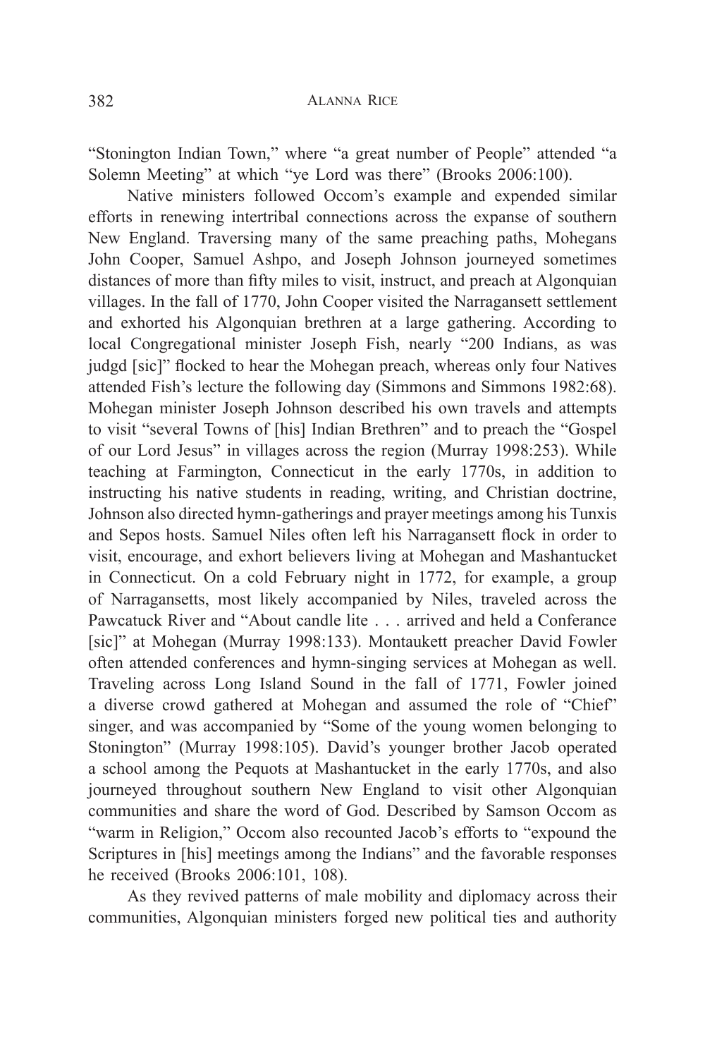"Stonington Indian Town," where "a great number of People" attended "a Solemn Meeting" at which "ye Lord was there" (Brooks 2006:100).

Native ministers followed Occom's example and expended similar efforts in renewing intertribal connections across the expanse of southern New England. Traversing many of the same preaching paths, Mohegans John Cooper, Samuel Ashpo, and Joseph Johnson journeyed sometimes distances of more than fifty miles to visit, instruct, and preach at Algonquian villages. In the fall of 1770, John Cooper visited the Narragansett settlement and exhorted his Algonquian brethren at a large gathering. According to local Congregational minister Joseph Fish, nearly "200 Indians, as was judgd [sic]" flocked to hear the Mohegan preach, whereas only four Natives attended Fish's lecture the following day (Simmons and Simmons 1982:68). Mohegan minister Joseph Johnson described his own travels and attempts to visit "several Towns of [his] Indian Brethren" and to preach the "Gospel of our Lord Jesus" in villages across the region (Murray 1998:253). While teaching at Farmington, Connecticut in the early 1770s, in addition to instructing his native students in reading, writing, and Christian doctrine, Johnson also directed hymn-gatherings and prayer meetings among his Tunxis and Sepos hosts. Samuel Niles often left his Narragansett flock in order to visit, encourage, and exhort believers living at Mohegan and Mashantucket in Connecticut. On a cold February night in 1772, for example, a group of Narragansetts, most likely accompanied by Niles, traveled across the Pawcatuck River and "About candle lite . . . arrived and held a Conferance [sic]" at Mohegan (Murray 1998:133). Montaukett preacher David Fowler often attended conferences and hymn-singing services at Mohegan as well. Traveling across Long Island Sound in the fall of 1771, Fowler joined a diverse crowd gathered at Mohegan and assumed the role of "Chief" singer, and was accompanied by "Some of the young women belonging to Stonington" (Murray 1998:105). David's younger brother Jacob operated a school among the Pequots at Mashantucket in the early 1770s, and also journeyed throughout southern New England to visit other Algonquian communities and share the word of God. Described by Samson Occom as "warm in Religion," Occom also recounted Jacob's efforts to "expound the Scriptures in [his] meetings among the Indians" and the favorable responses he received (Brooks 2006:101, 108).

As they revived patterns of male mobility and diplomacy across their communities, Algonquian ministers forged new political ties and authority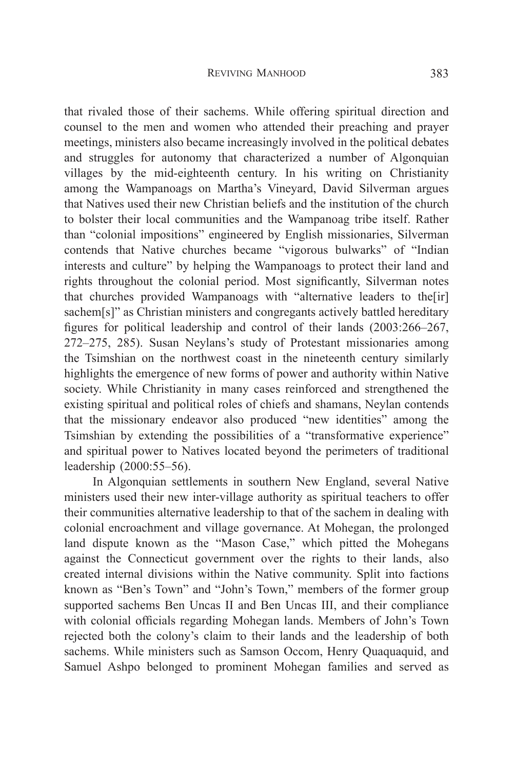that rivaled those of their sachems. While offering spiritual direction and counsel to the men and women who attended their preaching and prayer meetings, ministers also became increasingly involved in the political debates and struggles for autonomy that characterized a number of Algonquian villages by the mid-eighteenth century. In his writing on Christianity among the Wampanoags on Martha's Vineyard, David Silverman argues that Natives used their new Christian beliefs and the institution of the church to bolster their local communities and the Wampanoag tribe itself. Rather than "colonial impositions" engineered by English missionaries, Silverman contends that Native churches became "vigorous bulwarks" of "Indian interests and culture" by helping the Wampanoags to protect their land and rights throughout the colonial period. Most significantly, Silverman notes that churches provided Wampanoags with "alternative leaders to the[ir] sachem[s]" as Christian ministers and congregants actively battled hereditary figures for political leadership and control of their lands (2003:266–267, 272–275, 285). Susan Neylans's study of Protestant missionaries among the Tsimshian on the northwest coast in the nineteenth century similarly highlights the emergence of new forms of power and authority within Native society. While Christianity in many cases reinforced and strengthened the existing spiritual and political roles of chiefs and shamans, Neylan contends that the missionary endeavor also produced "new identities" among the Tsimshian by extending the possibilities of a "transformative experience" and spiritual power to Natives located beyond the perimeters of traditional leadership (2000:55–56).

In Algonquian settlements in southern New England, several Native ministers used their new inter-village authority as spiritual teachers to offer their communities alternative leadership to that of the sachem in dealing with colonial encroachment and village governance. At Mohegan, the prolonged land dispute known as the "Mason Case," which pitted the Mohegans against the Connecticut government over the rights to their lands, also created internal divisions within the Native community. Split into factions known as "Ben's Town" and "John's Town," members of the former group supported sachems Ben Uncas II and Ben Uncas III, and their compliance with colonial officials regarding Mohegan lands. Members of John's Town rejected both the colony's claim to their lands and the leadership of both sachems. While ministers such as Samson Occom, Henry Quaquaquid, and Samuel Ashpo belonged to prominent Mohegan families and served as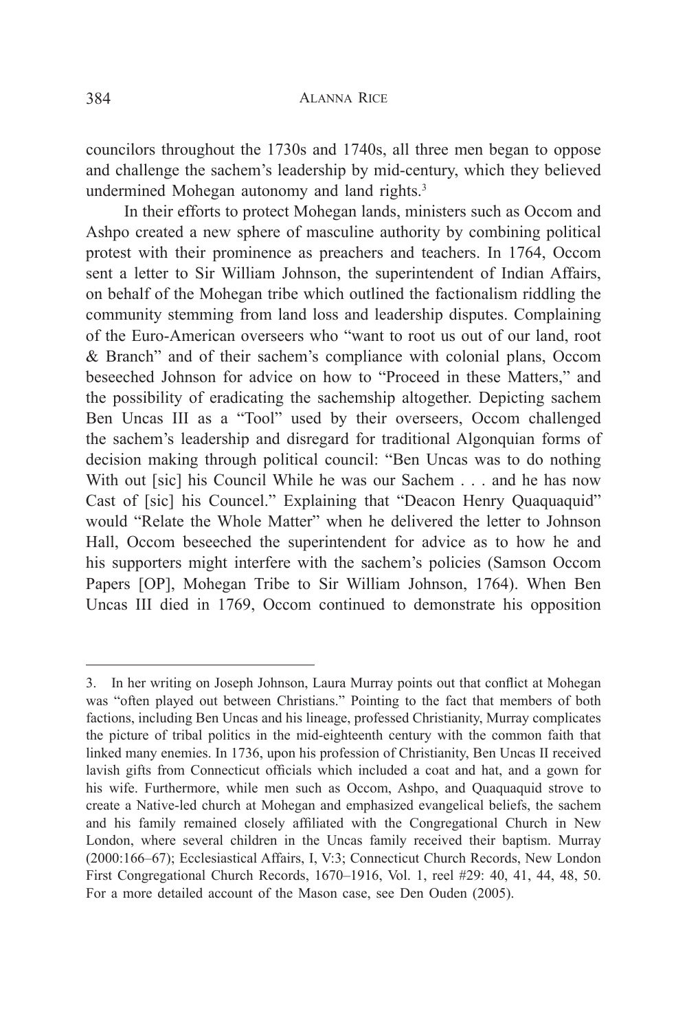councilors throughout the 1730s and 1740s, all three men began to oppose and challenge the sachem's leadership by mid-century, which they believed undermined Mohegan autonomy and land rights.[3]

In their efforts to protect Mohegan lands, ministers such as Occom and Ashpo created a new sphere of masculine authority by combining political protest with their prominence as preachers and teachers. In 1764, Occom sent a letter to Sir William Johnson, the superintendent of Indian Affairs, on behalf of the Mohegan tribe which outlined the factionalism riddling the community stemming from land loss and leadership disputes. Complaining of the Euro-American overseers who "want to root us out of our land, root & Branch" and of their sachem's compliance with colonial plans, Occom beseeched Johnson for advice on how to "Proceed in these Matters," and the possibility of eradicating the sachemship altogether. Depicting sachem Ben Uncas III as a "Tool" used by their overseers, Occom challenged the sachem's leadership and disregard for traditional Algonquian forms of decision making through political council: "Ben Uncas was to do nothing With out [sic] his Council While he was our Sachem . . . and he has now Cast of [sic] his Councel." Explaining that "Deacon Henry Quaquaquid" would "Relate the Whole Matter" when he delivered the letter to Johnson Hall, Occom beseeched the superintendent for advice as to how he and his supporters might interfere with the sachem's policies (Samson Occom Papers [OP], Mohegan Tribe to Sir William Johnson, 1764). When Ben Uncas III died in 1769, Occom continued to demonstrate his opposition

---

3. In her writing on Joseph Johnson, Laura Murray points out that conflict at Mohegan was "often played out between Christians." Pointing to the fact that members of both factions, including Ben Uncas and his lineage, professed Christianity, Murray complicates the picture of tribal politics in the mid-eighteenth century with the common faith that linked many enemies. In 1736, upon his profession of Christianity, Ben Uncas II received lavish gifts from Connecticut officials which included a coat and hat, and a gown for his wife. Furthermore, while men such as Occom, Ashpo, and Quaquaquid strove to create a Native-led church at Mohegan and emphasized evangelical beliefs, the sachem and his family remained closely affiliated with the Congregational Church in New London, where several children in the Uncas family received their baptism. Murray (2000:166–67); Ecclesiastical Affairs, I, V:3; Connecticut Church Records, New London First Congregational Church Records, 1670–1916, Vol. 1, reel #29: 40, 41, 44, 48, 50. For a more detailed account of the Mason case, see Den Ouden (2005).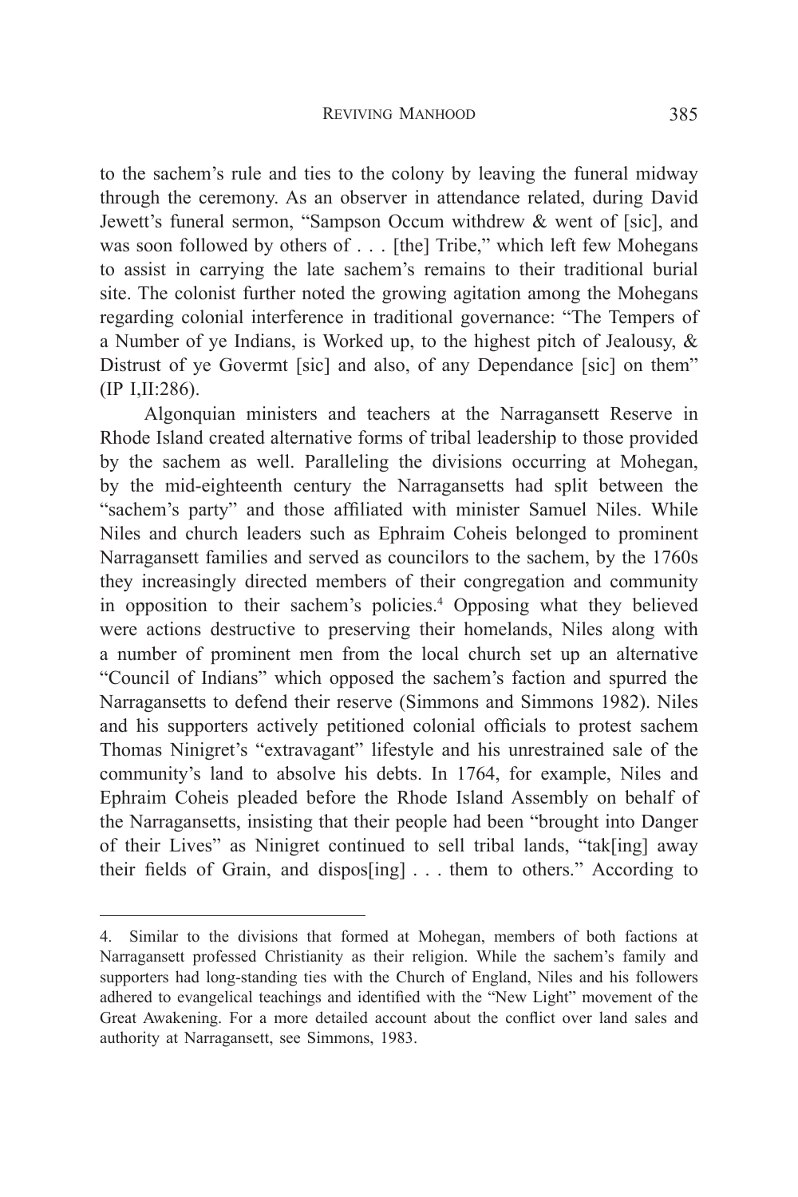to the sachem's rule and ties to the colony by leaving the funeral midway through the ceremony. As an observer in attendance related, during David Jewett's funeral sermon, "Sampson Occum withdrew & went of [sic], and was soon followed by others of . . . [the] Tribe," which left few Mohegans to assist in carrying the late sachem's remains to their traditional burial site. The colonist further noted the growing agitation among the Mohegans regarding colonial interference in traditional governance: "The Tempers of a Number of ye Indians, is Worked up, to the highest pitch of Jealousy, & Distrust of ye Govermt [sic] and also, of any Dependance [sic] on them" (IP I,II:286).

Algonquian ministers and teachers at the Narragansett Reserve in Rhode Island created alternative forms of tribal leadership to those provided by the sachem as well. Paralleling the divisions occurring at Mohegan, by the mid-eighteenth century the Narragansetts had split between the "sachem's party" and those affiliated with minister Samuel Niles. While Niles and church leaders such as Ephraim Coheis belonged to prominent Narragansett families and served as councilors to the sachem, by the 1760s they increasingly directed members of their congregation and community in opposition to their sachem's policies.[4] Opposing what they believed were actions destructive to preserving their homelands, Niles along with a number of prominent men from the local church set up an alternative "Council of Indians" which opposed the sachem's faction and spurred the Narragansetts to defend their reserve (Simmons and Simmons 1982). Niles and his supporters actively petitioned colonial officials to protest sachem Thomas Ninigret's "extravagant" lifestyle and his unrestrained sale of the community's land to absolve his debts. In 1764, for example, Niles and Ephraim Coheis pleaded before the Rhode Island Assembly on behalf of the Narragansetts, insisting that their people had been "brought into Danger of their Lives" as Ninigret continued to sell tribal lands, "tak[ing] away their fields of Grain, and dispos[ing] . . . them to others." According to

---

4. Similar to the divisions that formed at Mohegan, members of both factions at Narragansett professed Christianity as their religion. While the sachem's family and supporters had long-standing ties with the Church of England, Niles and his followers adhered to evangelical teachings and identified with the "New Light" movement of the Great Awakening. For a more detailed account about the conflict over land sales and authority at Narragansett, see Simmons, 1983.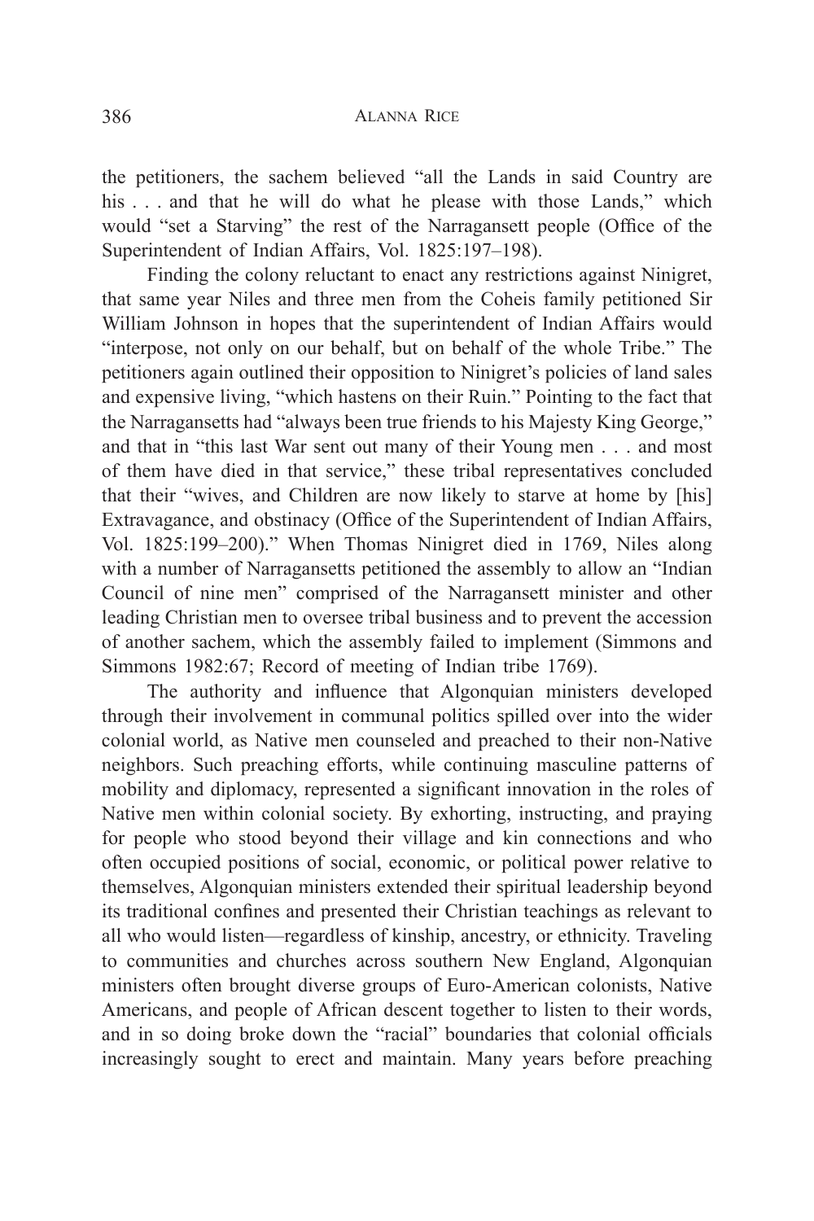the petitioners, the sachem believed "all the Lands in said Country are his . . . and that he will do what he please with those Lands," which would "set a Starving" the rest of the Narragansett people (Office of the Superintendent of Indian Affairs, Vol. 1825:197–198).

Finding the colony reluctant to enact any restrictions against Ninigret, that same year Niles and three men from the Coheis family petitioned Sir William Johnson in hopes that the superintendent of Indian Affairs would "interpose, not only on our behalf, but on behalf of the whole Tribe." The petitioners again outlined their opposition to Ninigret's policies of land sales and expensive living, "which hastens on their Ruin." Pointing to the fact that the Narragansetts had "always been true friends to his Majesty King George," and that in "this last War sent out many of their Young men . . . and most of them have died in that service," these tribal representatives concluded that their "wives, and Children are now likely to starve at home by [his] Extravagance, and obstinacy (Office of the Superintendent of Indian Affairs, Vol. 1825:199–200)." When Thomas Ninigret died in 1769, Niles along with a number of Narragansetts petitioned the assembly to allow an "Indian Council of nine men" comprised of the Narragansett minister and other leading Christian men to oversee tribal business and to prevent the accession of another sachem, which the assembly failed to implement (Simmons and Simmons 1982:67; Record of meeting of Indian tribe 1769).

The authority and influence that Algonquian ministers developed through their involvement in communal politics spilled over into the wider colonial world, as Native men counseled and preached to their non-Native neighbors. Such preaching efforts, while continuing masculine patterns of mobility and diplomacy, represented a significant innovation in the roles of Native men within colonial society. By exhorting, instructing, and praying for people who stood beyond their village and kin connections and who often occupied positions of social, economic, or political power relative to themselves, Algonquian ministers extended their spiritual leadership beyond its traditional confines and presented their Christian teachings as relevant to all who would listen—regardless of kinship, ancestry, or ethnicity. Traveling to communities and churches across southern New England, Algonquian ministers often brought diverse groups of Euro-American colonists, Native Americans, and people of African descent together to listen to their words, and in so doing broke down the "racial" boundaries that colonial officials increasingly sought to erect and maintain. Many years before preaching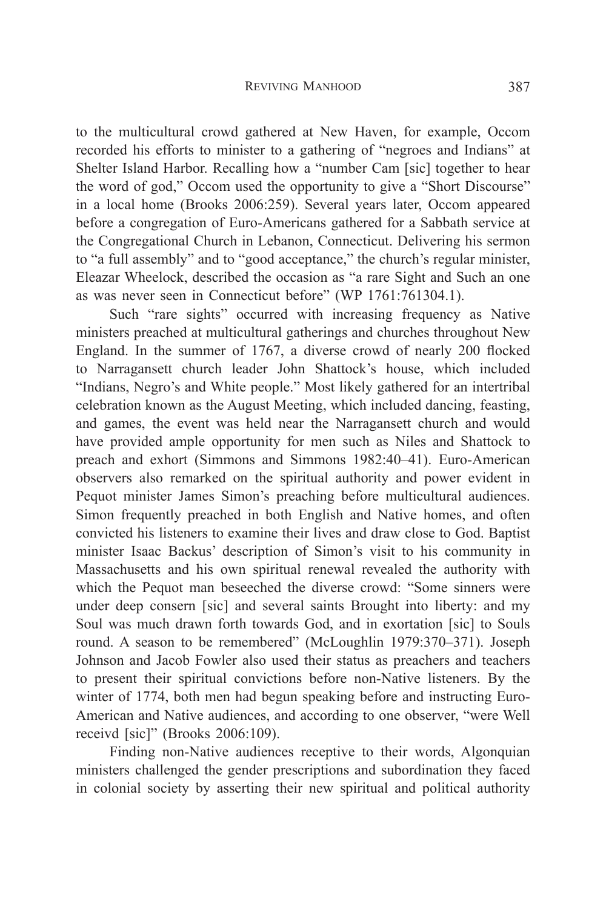to the multicultural crowd gathered at New Haven, for example, Occom recorded his efforts to minister to a gathering of "negroes and Indians" at Shelter Island Harbor. Recalling how a "number Cam [sic] together to hear the word of god," Occom used the opportunity to give a "Short Discourse" in a local home (Brooks 2006:259). Several years later, Occom appeared before a congregation of Euro-Americans gathered for a Sabbath service at the Congregational Church in Lebanon, Connecticut. Delivering his sermon to "a full assembly" and to "good acceptance," the church's regular minister, Eleazar Wheelock, described the occasion as "a rare Sight and Such an one as was never seen in Connecticut before" (WP 1761:761304.1).

Such "rare sights" occurred with increasing frequency as Native ministers preached at multicultural gatherings and churches throughout New England. In the summer of 1767, a diverse crowd of nearly 200 flocked to Narragansett church leader John Shattock's house, which included "Indians, Negro's and White people." Most likely gathered for an intertribal celebration known as the August Meeting, which included dancing, feasting, and games, the event was held near the Narragansett church and would have provided ample opportunity for men such as Niles and Shattock to preach and exhort (Simmons and Simmons 1982:40–41). Euro-American observers also remarked on the spiritual authority and power evident in Pequot minister James Simon's preaching before multicultural audiences. Simon frequently preached in both English and Native homes, and often convicted his listeners to examine their lives and draw close to God. Baptist minister Isaac Backus' description of Simon's visit to his community in Massachusetts and his own spiritual renewal revealed the authority with which the Pequot man beseeched the diverse crowd: "Some sinners were under deep consern [sic] and several saints Brought into liberty: and my Soul was much drawn forth towards God, and in exortation [sic] to Souls round. A season to be remembered" (McLoughlin 1979:370–371). Joseph Johnson and Jacob Fowler also used their status as preachers and teachers to present their spiritual convictions before non-Native listeners. By the winter of 1774, both men had begun speaking before and instructing Euro-American and Native audiences, and according to one observer, "were Well receivd [sic]" (Brooks 2006:109).

Finding non-Native audiences receptive to their words, Algonquian ministers challenged the gender prescriptions and subordination they faced in colonial society by asserting their new spiritual and political authority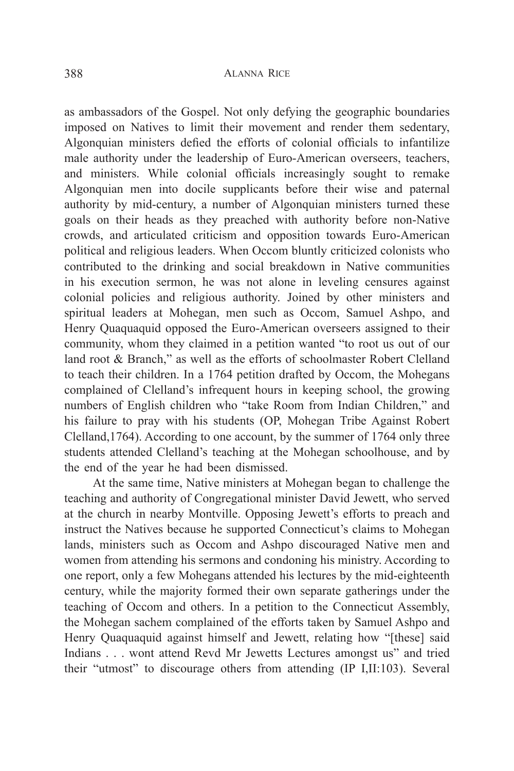as ambassadors of the Gospel. Not only defying the geographic boundaries imposed on Natives to limit their movement and render them sedentary, Algonquian ministers defied the efforts of colonial officials to infantilize male authority under the leadership of Euro-American overseers, teachers, and ministers. While colonial officials increasingly sought to remake Algonquian men into docile supplicants before their wise and paternal authority by mid-century, a number of Algonquian ministers turned these goals on their heads as they preached with authority before non-Native crowds, and articulated criticism and opposition towards Euro-American political and religious leaders. When Occom bluntly criticized colonists who contributed to the drinking and social breakdown in Native communities in his execution sermon, he was not alone in leveling censures against colonial policies and religious authority. Joined by other ministers and spiritual leaders at Mohegan, men such as Occom, Samuel Ashpo, and Henry Quaquaquid opposed the Euro-American overseers assigned to their community, whom they claimed in a petition wanted "to root us out of our land root & Branch," as well as the efforts of schoolmaster Robert Clelland to teach their children. In a 1764 petition drafted by Occom, the Mohegans complained of Clelland's infrequent hours in keeping school, the growing numbers of English children who "take Room from Indian Children," and his failure to pray with his students (OP, Mohegan Tribe Against Robert Clelland,1764). According to one account, by the summer of 1764 only three students attended Clelland's teaching at the Mohegan schoolhouse, and by the end of the year he had been dismissed.

At the same time, Native ministers at Mohegan began to challenge the teaching and authority of Congregational minister David Jewett, who served at the church in nearby Montville. Opposing Jewett's efforts to preach and instruct the Natives because he supported Connecticut's claims to Mohegan lands, ministers such as Occom and Ashpo discouraged Native men and women from attending his sermons and condoning his ministry. According to one report, only a few Mohegans attended his lectures by the mid-eighteenth century, while the majority formed their own separate gatherings under the teaching of Occom and others. In a petition to the Connecticut Assembly, the Mohegan sachem complained of the efforts taken by Samuel Ashpo and Henry Quaquaquid against himself and Jewett, relating how "[these] said Indians . . . wont attend Revd Mr Jewetts Lectures amongst us" and tried their "utmost" to discourage others from attending (IP I,II:103). Several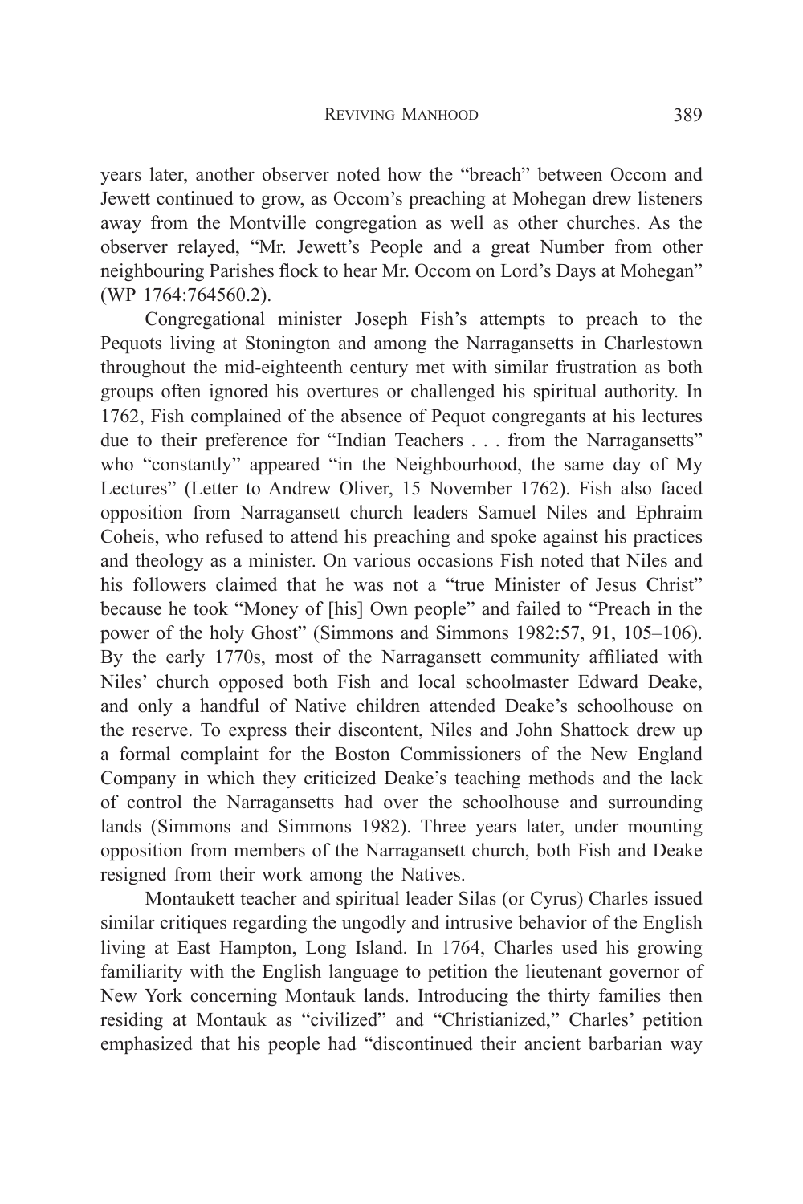years later, another observer noted how the "breach" between Occom and Jewett continued to grow, as Occom's preaching at Mohegan drew listeners away from the Montville congregation as well as other churches. As the observer relayed, "Mr. Jewett's People and a great Number from other neighbouring Parishes flock to hear Mr. Occom on Lord's Days at Mohegan" (WP 1764:764560.2).

Congregational minister Joseph Fish's attempts to preach to the Pequots living at Stonington and among the Narragansetts in Charlestown throughout the mid-eighteenth century met with similar frustration as both groups often ignored his overtures or challenged his spiritual authority. In 1762, Fish complained of the absence of Pequot congregants at his lectures due to their preference for "Indian Teachers . . . from the Narragansetts" who "constantly" appeared "in the Neighbourhood, the same day of My Lectures" (Letter to Andrew Oliver, 15 November 1762). Fish also faced opposition from Narragansett church leaders Samuel Niles and Ephraim Coheis, who refused to attend his preaching and spoke against his practices and theology as a minister. On various occasions Fish noted that Niles and his followers claimed that he was not a "true Minister of Jesus Christ" because he took "Money of [his] Own people" and failed to "Preach in the power of the holy Ghost" (Simmons and Simmons 1982:57, 91, 105–106). By the early 1770s, most of the Narragansett community affiliated with Niles' church opposed both Fish and local schoolmaster Edward Deake, and only a handful of Native children attended Deake's schoolhouse on the reserve. To express their discontent, Niles and John Shattock drew up a formal complaint for the Boston Commissioners of the New England Company in which they criticized Deake's teaching methods and the lack of control the Narragansetts had over the schoolhouse and surrounding lands (Simmons and Simmons 1982). Three years later, under mounting opposition from members of the Narragansett church, both Fish and Deake resigned from their work among the Natives.

Montaukett teacher and spiritual leader Silas (or Cyrus) Charles issued similar critiques regarding the ungodly and intrusive behavior of the English living at East Hampton, Long Island. In 1764, Charles used his growing familiarity with the English language to petition the lieutenant governor of New York concerning Montauk lands. Introducing the thirty families then residing at Montauk as "civilized" and "Christianized," Charles' petition emphasized that his people had "discontinued their ancient barbarian way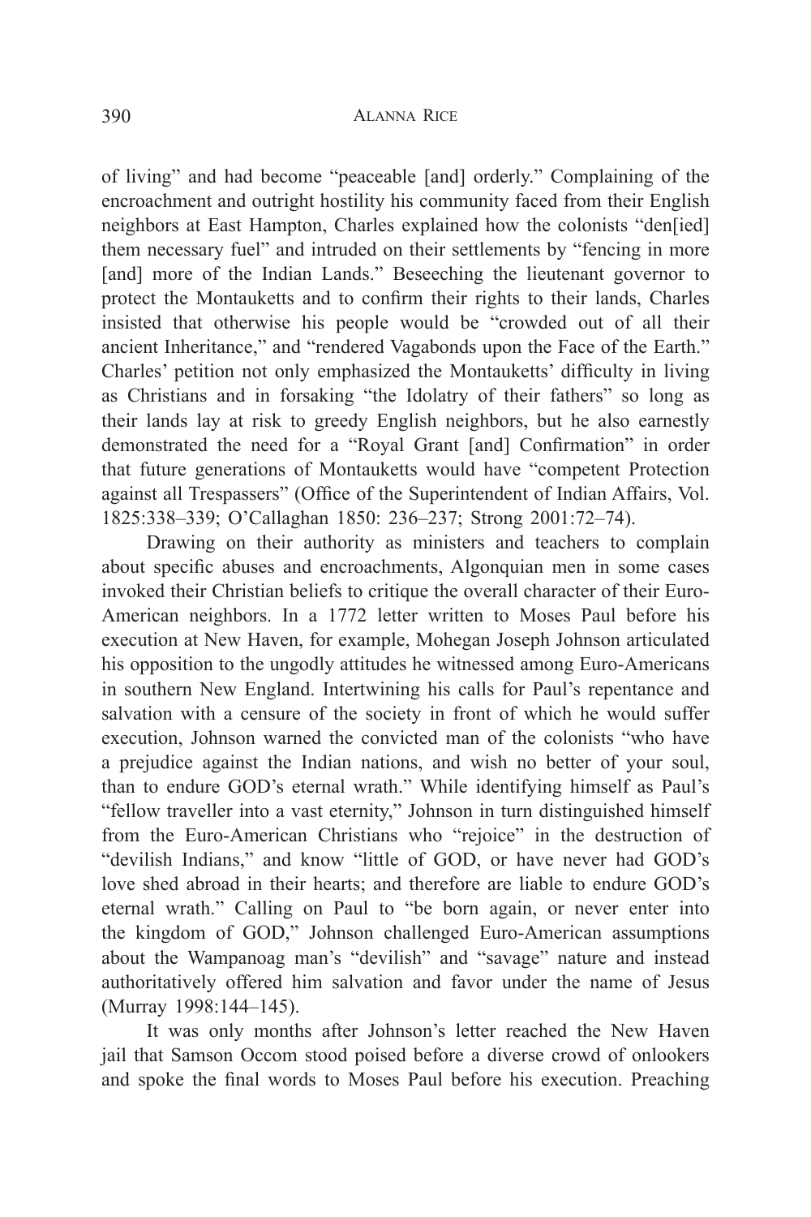of living" and had become "peaceable [and] orderly." Complaining of the encroachment and outright hostility his community faced from their English neighbors at East Hampton, Charles explained how the colonists "den[ied] them necessary fuel" and intruded on their settlements by "fencing in more [and] more of the Indian Lands." Beseeching the lieutenant governor to protect the Montauketts and to confirm their rights to their lands, Charles insisted that otherwise his people would be "crowded out of all their ancient Inheritance," and "rendered Vagabonds upon the Face of the Earth." Charles' petition not only emphasized the Montauketts' difficulty in living as Christians and in forsaking "the Idolatry of their fathers" so long as their lands lay at risk to greedy English neighbors, but he also earnestly demonstrated the need for a "Royal Grant [and] Confirmation" in order that future generations of Montauketts would have "competent Protection against all Trespassers" (Office of the Superintendent of Indian Affairs, Vol. 1825:338–339; O'Callaghan 1850: 236–237; Strong 2001:72–74).

Drawing on their authority as ministers and teachers to complain about specific abuses and encroachments, Algonquian men in some cases invoked their Christian beliefs to critique the overall character of their Euro-American neighbors. In a 1772 letter written to Moses Paul before his execution at New Haven, for example, Mohegan Joseph Johnson articulated his opposition to the ungodly attitudes he witnessed among Euro-Americans in southern New England. Intertwining his calls for Paul's repentance and salvation with a censure of the society in front of which he would suffer execution, Johnson warned the convicted man of the colonists "who have a prejudice against the Indian nations, and wish no better of your soul, than to endure GOD's eternal wrath." While identifying himself as Paul's "fellow traveller into a vast eternity," Johnson in turn distinguished himself from the Euro-American Christians who "rejoice" in the destruction of "devilish Indians," and know "little of GOD, or have never had GOD's love shed abroad in their hearts; and therefore are liable to endure GOD's eternal wrath." Calling on Paul to "be born again, or never enter into the kingdom of GOD," Johnson challenged Euro-American assumptions about the Wampanoag man's "devilish" and "savage" nature and instead authoritatively offered him salvation and favor under the name of Jesus (Murray 1998:144–145).

It was only months after Johnson's letter reached the New Haven jail that Samson Occom stood poised before a diverse crowd of onlookers and spoke the final words to Moses Paul before his execution. Preaching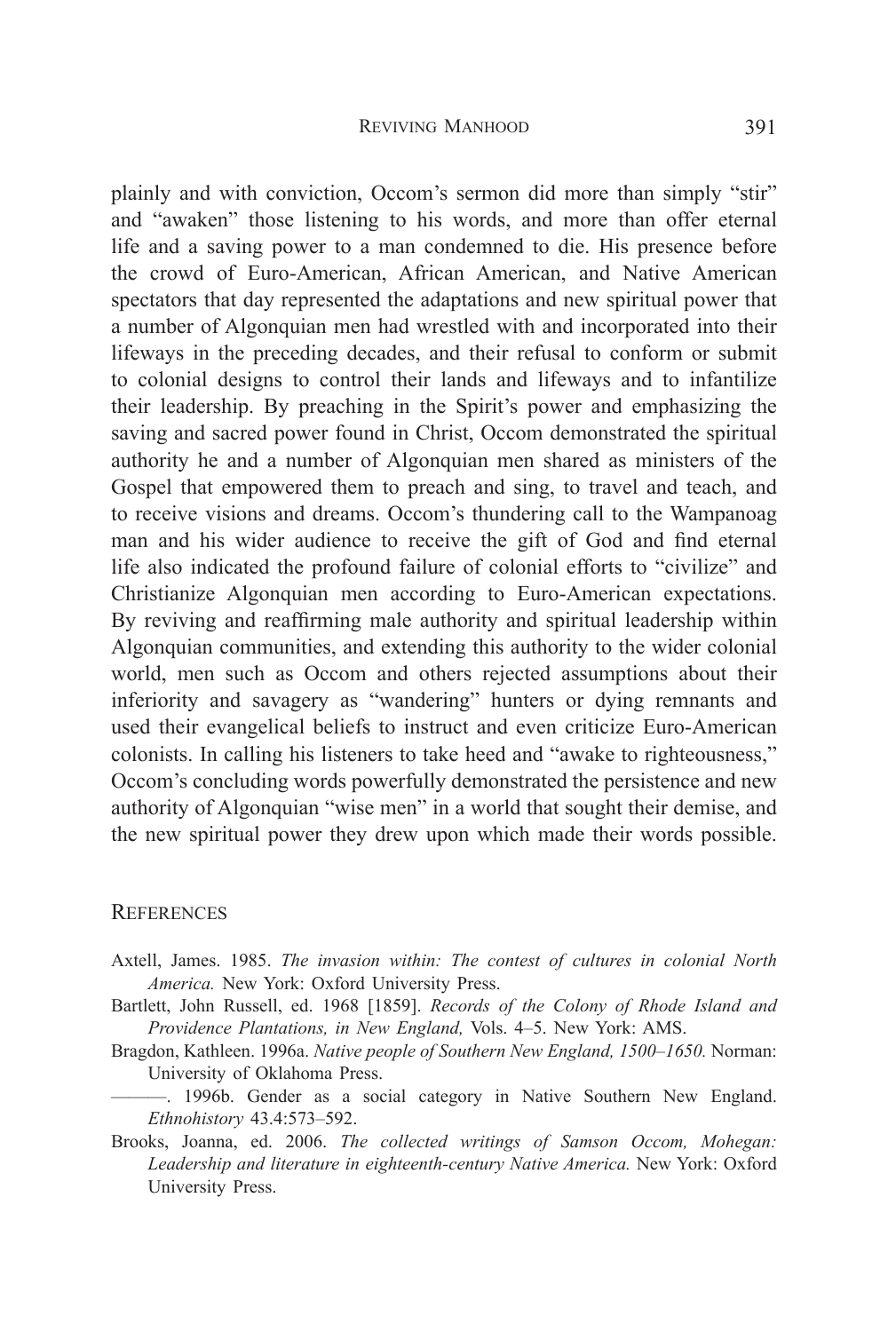plainly and with conviction, Occom's sermon did more than simply "stir" and "awaken" those listening to his words, and more than offer eternal life and a saving power to a man condemned to die. His presence before the crowd of Euro-American, African American, and Native American spectators that day represented the adaptations and new spiritual power that a number of Algonquian men had wrestled with and incorporated into their lifeways in the preceding decades, and their refusal to conform or submit to colonial designs to control their lands and lifeways and to infantilize their leadership. By preaching in the Spirit's power and emphasizing the saving and sacred power found in Christ, Occom demonstrated the spiritual authority he and a number of Algonquian men shared as ministers of the Gospel that empowered them to preach and sing, to travel and teach, and to receive visions and dreams. Occom's thundering call to the Wampanoag man and his wider audience to receive the gift of God and find eternal life also indicated the profound failure of colonial efforts to "civilize" and Christianize Algonquian men according to Euro-American expectations. By reviving and reaffirming male authority and spiritual leadership within Algonquian communities, and extending this authority to the wider colonial world, men such as Occom and others rejected assumptions about their inferiority and savagery as "wandering" hunters or dying remnants and used their evangelical beliefs to instruct and even criticize Euro-American colonists. In calling his listeners to take heed and "awake to righteousness," Occom's concluding words powerfully demonstrated the persistence and new authority of Algonquian "wise men" in a world that sought their demise, and the new spiritual power they drew upon which made their words possible.

## References

Axtell, James. 1985. *The invasion within: The contest of cultures in colonial North America.* New York: Oxford University Press.

Bartlett, John Russell, ed. 1968 [1859]. *Records of the Colony of Rhode Island and Providence Plantations, in New England,* Vols. 4–5. New York: AMS.

Bragdon, Kathleen. 1996a. *Native people of Southern New England, 1500–1650.* Norman: University of Oklahoma Press.

———. 1996b. Gender as a social category in Native Southern New England. *Ethnohistory* 43.4:573–592.

Brooks, Joanna, ed. 2006. *The collected writings of Samson Occom, Mohegan: Leadership and literature in eighteenth-century Native America.* New York: Oxford University Press.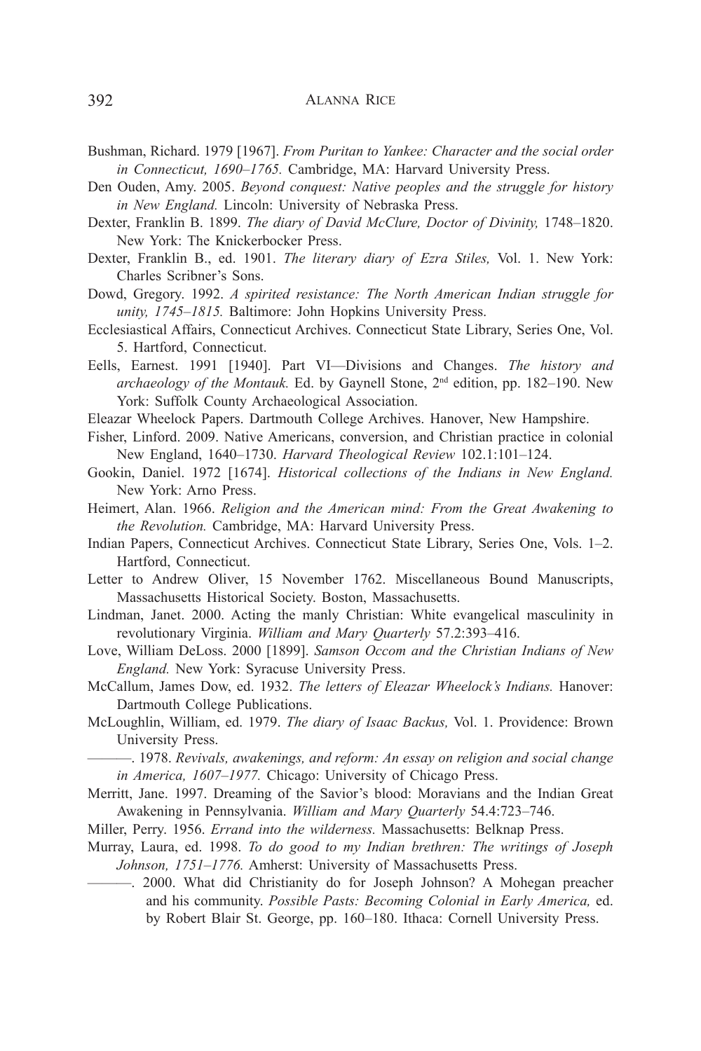Bushman, Richard. 1979 [1967]. *From Puritan to Yankee: Character and the social order in Connecticut, 1690–1765.* Cambridge, MA: Harvard University Press.

Den Ouden, Amy. 2005. *Beyond conquest: Native peoples and the struggle for history in New England.* Lincoln: University of Nebraska Press.

Dexter, Franklin B. 1899. *The diary of David McClure, Doctor of Divinity,* 1748–1820. New York: The Knickerbocker Press.

Dexter, Franklin B., ed. 1901. *The literary diary of Ezra Stiles,* Vol. 1. New York: Charles Scribner's Sons.

Dowd, Gregory. 1992. *A spirited resistance: The North American Indian struggle for unity, 1745–1815.* Baltimore: John Hopkins University Press.

Ecclesiastical Affairs, Connecticut Archives. Connecticut State Library, Series One, Vol. 5. Hartford, Connecticut.

Eells, Earnest. 1991 [1940]. Part VI—Divisions and Changes. *The history and archaeology of the Montauk.* Ed. by Gaynell Stone, 2nd edition, pp. 182–190. New York: Suffolk County Archaeological Association.

Eleazar Wheelock Papers. Dartmouth College Archives. Hanover, New Hampshire.

Fisher, Linford. 2009. Native Americans, conversion, and Christian practice in colonial New England, 1640–1730. *Harvard Theological Review* 102.1:101–124.

Gookin, Daniel. 1972 [1674]. *Historical collections of the Indians in New England.* New York: Arno Press.

Heimert, Alan. 1966. *Religion and the American mind: From the Great Awakening to the Revolution.* Cambridge, MA: Harvard University Press.

Indian Papers, Connecticut Archives. Connecticut State Library, Series One, Vols. 1–2. Hartford, Connecticut.

Letter to Andrew Oliver, 15 November 1762. Miscellaneous Bound Manuscripts, Massachusetts Historical Society. Boston, Massachusetts.

Lindman, Janet. 2000. Acting the manly Christian: White evangelical masculinity in revolutionary Virginia. *William and Mary Quarterly* 57.2:393–416.

Love, William DeLoss. 2000 [1899]. *Samson Occom and the Christian Indians of New England.* New York: Syracuse University Press.

McCallum, James Dow, ed. 1932. *The letters of Eleazar Wheelock's Indians.* Hanover: Dartmouth College Publications.

McLoughlin, William, ed. 1979. *The diary of Isaac Backus,* Vol. 1. Providence: Brown University Press.

———. 1978. *Revivals, awakenings, and reform: An essay on religion and social change in America, 1607–1977.* Chicago: University of Chicago Press.

Merritt, Jane. 1997. Dreaming of the Savior's blood: Moravians and the Indian Great Awakening in Pennsylvania. *William and Mary Quarterly* 54.4:723–746.

Miller, Perry. 1956. *Errand into the wilderness.* Massachusetts: Belknap Press.

Murray, Laura, ed. 1998. *To do good to my Indian brethren: The writings of Joseph Johnson, 1751–1776.* Amherst: University of Massachusetts Press.

———. 2000. What did Christianity do for Joseph Johnson? A Mohegan preacher and his community. *Possible Pasts: Becoming Colonial in Early America,* ed. by Robert Blair St. George, pp. 160–180. Ithaca: Cornell University Press.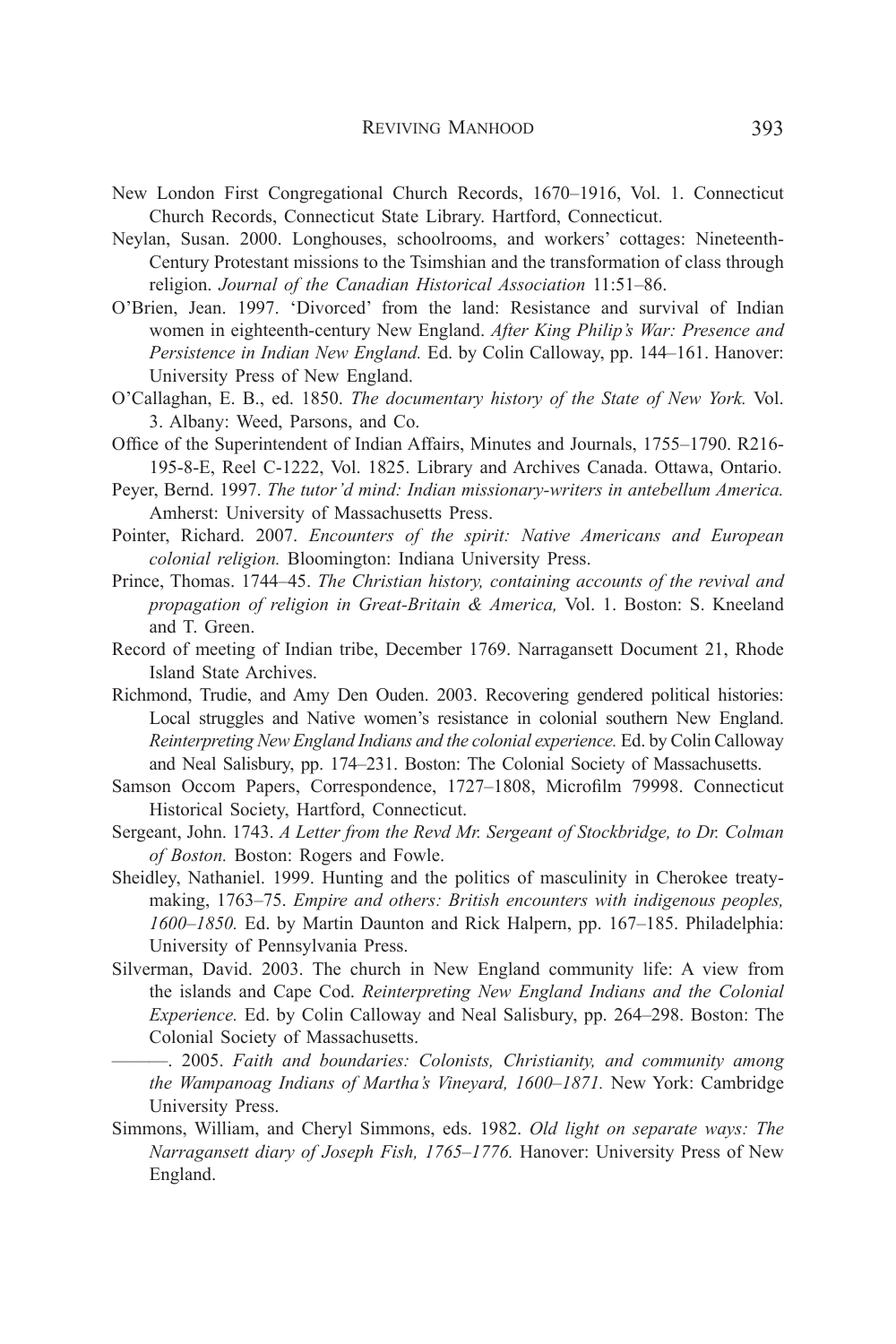New London First Congregational Church Records, 1670–1916, Vol. 1. Connecticut Church Records, Connecticut State Library. Hartford, Connecticut.

Neylan, Susan. 2000. Longhouses, schoolrooms, and workers' cottages: Nineteenth-Century Protestant missions to the Tsimshian and the transformation of class through religion. *Journal of the Canadian Historical Association* 11:51–86.

O'Brien, Jean. 1997. 'Divorced' from the land: Resistance and survival of Indian women in eighteenth-century New England. *After King Philip's War: Presence and Persistence in Indian New England.* Ed. by Colin Calloway, pp. 144–161. Hanover: University Press of New England.

O'Callaghan, E. B., ed. 1850. *The documentary history of the State of New York.* Vol. 3. Albany: Weed, Parsons, and Co.

Office of the Superintendent of Indian Affairs, Minutes and Journals, 1755–1790. R216-195-8-E, Reel C-1222, Vol. 1825. Library and Archives Canada. Ottawa, Ontario.

Peyer, Bernd. 1997. *The tutor'd mind: Indian missionary-writers in antebellum America.* Amherst: University of Massachusetts Press.

Pointer, Richard. 2007. *Encounters of the spirit: Native Americans and European colonial religion.* Bloomington: Indiana University Press.

Prince, Thomas. 1744–45. *The Christian history, containing accounts of the revival and propagation of religion in Great-Britain & America,* Vol. 1. Boston: S. Kneeland and T. Green.

Record of meeting of Indian tribe, December 1769. Narragansett Document 21, Rhode Island State Archives.

Richmond, Trudie, and Amy Den Ouden. 2003. Recovering gendered political histories: Local struggles and Native women's resistance in colonial southern New England. *Reinterpreting New England Indians and the colonial experience.* Ed. by Colin Calloway and Neal Salisbury, pp. 174–231. Boston: The Colonial Society of Massachusetts.

Samson Occom Papers, Correspondence, 1727–1808, Microfilm 79998. Connecticut Historical Society, Hartford, Connecticut.

Sergeant, John. 1743. *A Letter from the Revd Mr. Sergeant of Stockbridge, to Dr. Colman of Boston.* Boston: Rogers and Fowle.

Sheidley, Nathaniel. 1999. Hunting and the politics of masculinity in Cherokee treaty-making, 1763–75. *Empire and others: British encounters with indigenous peoples, 1600–1850.* Ed. by Martin Daunton and Rick Halpern, pp. 167–185. Philadelphia: University of Pennsylvania Press.

Silverman, David. 2003. The church in New England community life: A view from the islands and Cape Cod. *Reinterpreting New England Indians and the Colonial Experience.* Ed. by Colin Calloway and Neal Salisbury, pp. 264–298. Boston: The Colonial Society of Massachusetts.

———. 2005. *Faith and boundaries: Colonists, Christianity, and community among the Wampanoag Indians of Martha's Vineyard, 1600–1871.* New York: Cambridge University Press.

Simmons, William, and Cheryl Simmons, eds. 1982. *Old light on separate ways: The Narragansett diary of Joseph Fish, 1765–1776.* Hanover: University Press of New England.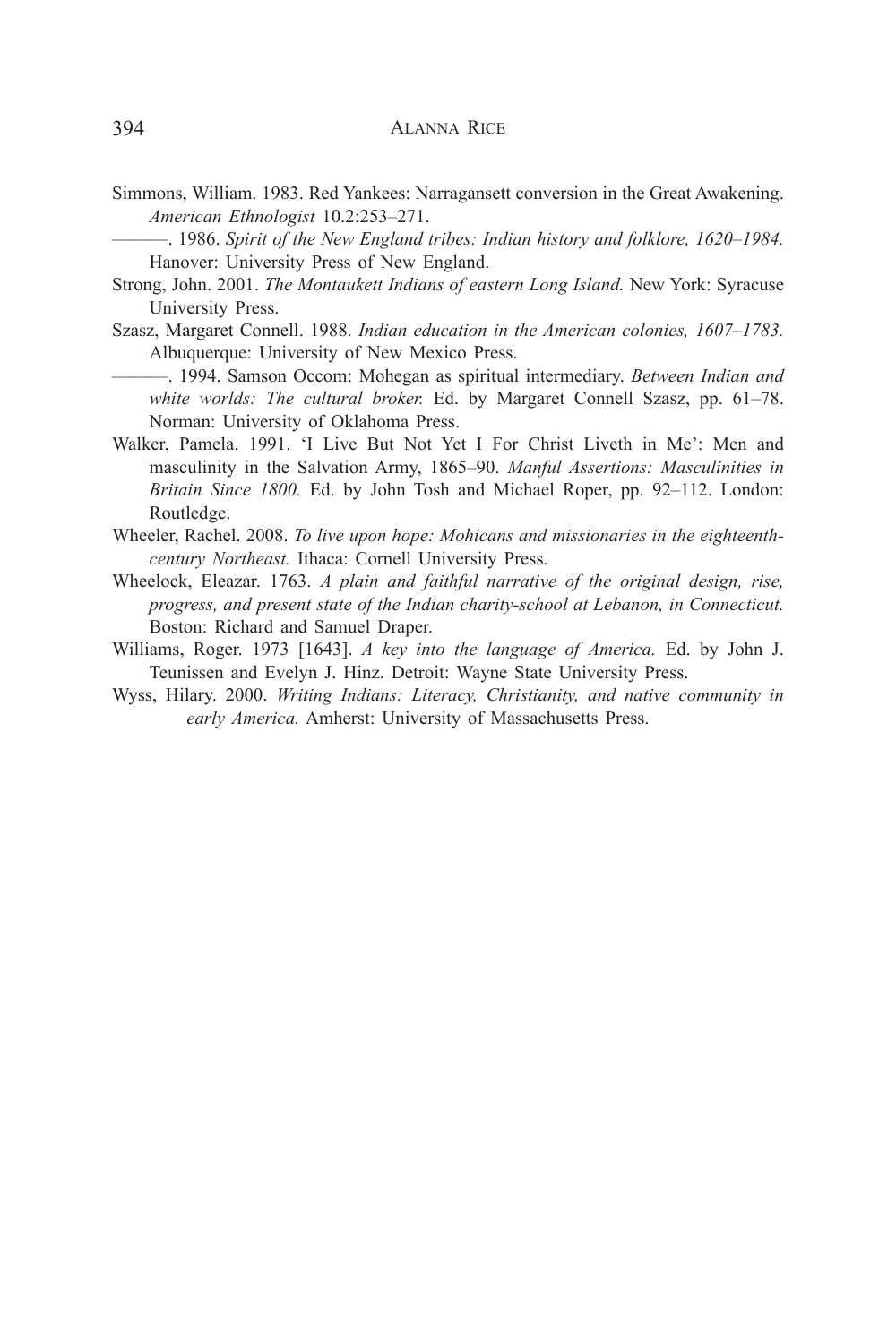Simmons, William. 1983. Red Yankees: Narragansett conversion in the Great Awakening. *American Ethnologist* 10.2:253–271.

———. 1986. *Spirit of the New England tribes: Indian history and folklore, 1620–1984.* Hanover: University Press of New England.

Strong, John. 2001. *The Montaukett Indians of eastern Long Island.* New York: Syracuse University Press.

Szasz, Margaret Connell. 1988. *Indian education in the American colonies, 1607–1783.* Albuquerque: University of New Mexico Press.

———. 1994. Samson Occom: Mohegan as spiritual intermediary. *Between Indian and white worlds: The cultural broker.* Ed. by Margaret Connell Szasz, pp. 61–78. Norman: University of Oklahoma Press.

Walker, Pamela. 1991. 'I Live But Not Yet I For Christ Liveth in Me': Men and masculinity in the Salvation Army, 1865–90. *Manful Assertions: Masculinities in Britain Since 1800.* Ed. by John Tosh and Michael Roper, pp. 92–112. London: Routledge.

Wheeler, Rachel. 2008. *To live upon hope: Mohicans and missionaries in the eighteenth-century Northeast.* Ithaca: Cornell University Press.

Wheelock, Eleazar. 1763. *A plain and faithful narrative of the original design, rise, progress, and present state of the Indian charity-school at Lebanon, in Connecticut.* Boston: Richard and Samuel Draper.

Williams, Roger. 1973 [1643]. *A key into the language of America.* Ed. by John J. Teunissen and Evelyn J. Hinz. Detroit: Wayne State University Press.

Wyss, Hilary. 2000. *Writing Indians: Literacy, Christianity, and native community in early America.* Amherst: University of Massachusetts Press.